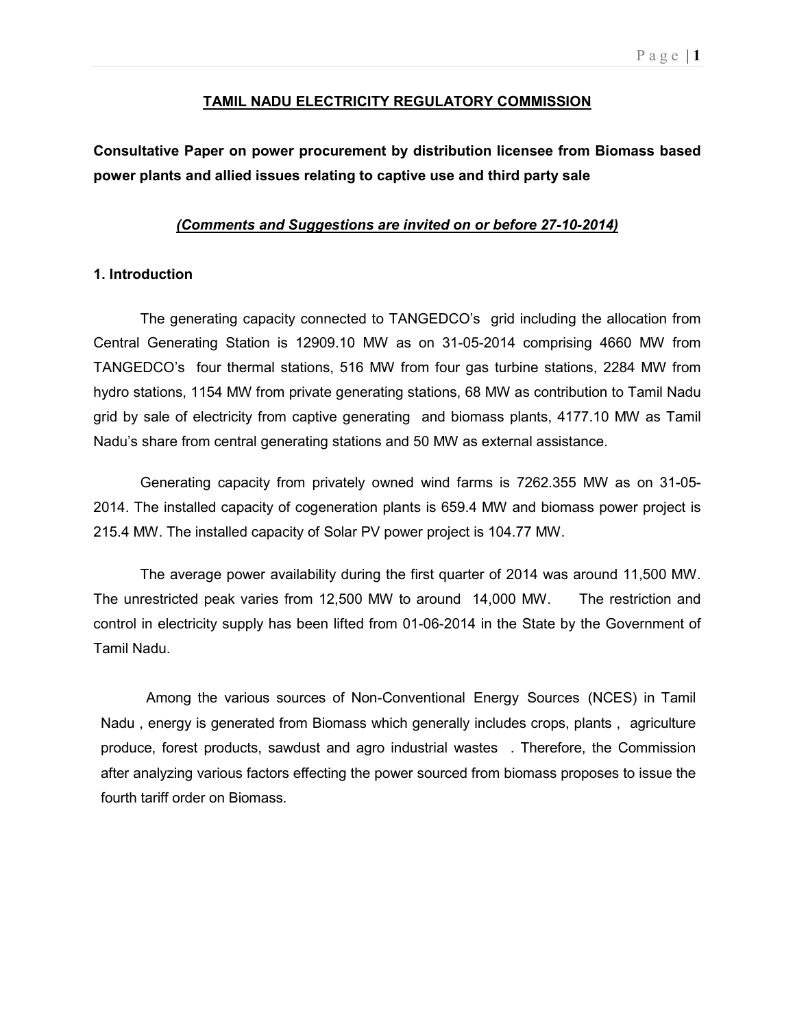# TAMIL NADU ELECTRICITY REGULATORY COMMISSION

**Consultative Paper on power procurement by distribution licensee from Biomass based power plants and allied issues relating to captive use and third party sale**

***(Comments and Suggestions are invited on or before 27-10-2014)***

## 1. Introduction

The generating capacity connected to TANGEDCO's grid including the allocation from Central Generating Station is 12909.10 MW as on 31-05-2014 comprising 4660 MW from TANGEDCO's four thermal stations, 516 MW from four gas turbine stations, 2284 MW from hydro stations, 1154 MW from private generating stations, 68 MW as contribution to Tamil Nadu grid by sale of electricity from captive generating and biomass plants, 4177.10 MW as Tamil Nadu's share from central generating stations and 50 MW as external assistance.

Generating capacity from privately owned wind farms is 7262.355 MW as on 31-05-2014. The installed capacity of cogeneration plants is 659.4 MW and biomass power project is 215.4 MW. The installed capacity of Solar PV power project is 104.77 MW.

The average power availability during the first quarter of 2014 was around 11,500 MW. The unrestricted peak varies from 12,500 MW to around 14,000 MW. The restriction and control in electricity supply has been lifted from 01-06-2014 in the State by the Government of Tamil Nadu.

Among the various sources of Non-Conventional Energy Sources (NCES) in Tamil Nadu , energy is generated from Biomass which generally includes crops, plants , agriculture produce, forest products, sawdust and agro industrial wastes . Therefore, the Commission after analyzing various factors effecting the power sourced from biomass proposes to issue the fourth tariff order on Biomass.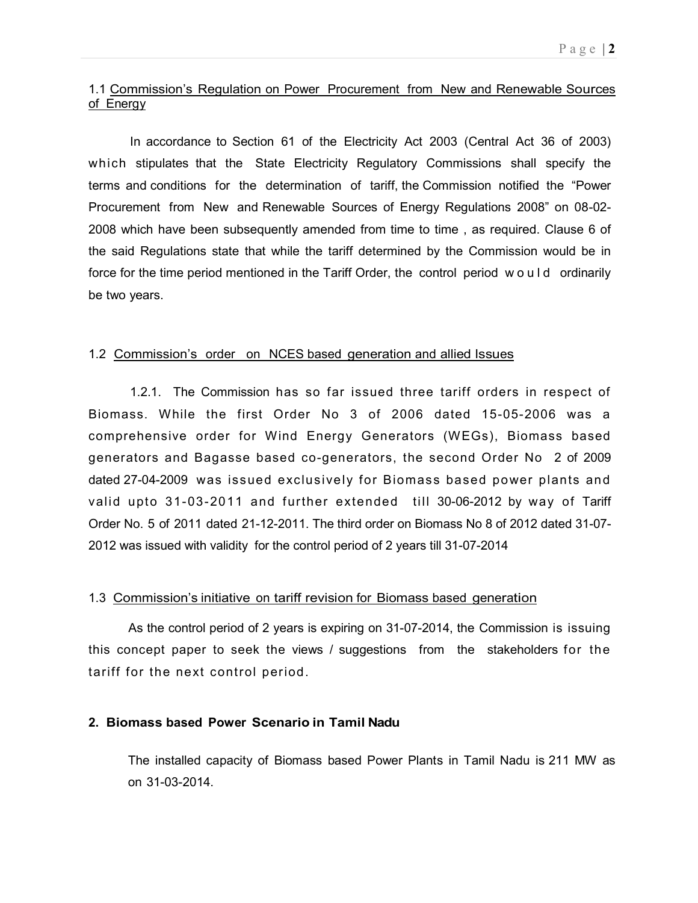### 1.1 Commission's Regulation on Power Procurement from New and Renewable Sources of Energy

In accordance to Section 61 of the Electricity Act 2003 (Central Act 36 of 2003) which stipulates that the State Electricity Regulatory Commissions shall specify the terms and conditions for the determination of tariff, the Commission notified the "Power Procurement from New and Renewable Sources of Energy Regulations 2008" on 08-02-2008 which have been subsequently amended from time to time , as required. Clause 6 of the said Regulations state that while the tariff determined by the Commission would be in force for the time period mentioned in the Tariff Order, the control period would ordinarily be two years.

### 1.2 Commission's order on NCES based generation and allied Issues

1.2.1. The Commission has so far issued three tariff orders in respect of Biomass. While the first Order No 3 of 2006 dated 15-05-2006 was a comprehensive order for Wind Energy Generators (WEGs), Biomass based generators and Bagasse based co-generators, the second Order No 2 of 2009 dated 27-04-2009 was issued exclusively for Biomass based power plants and valid upto 31-03-2011 and further extended till 30-06-2012 by way of Tariff Order No. 5 of 2011 dated 21-12-2011. The third order on Biomass No 8 of 2012 dated 31-07-2012 was issued with validity for the control period of 2 years till 31-07-2014

### 1.3 Commission's initiative on tariff revision for Biomass based generation

As the control period of 2 years is expiring on 31-07-2014, the Commission is issuing this concept paper to seek the views / suggestions from the stakeholders for the tariff for the next control period.

## 2. Biomass based Power Scenario in Tamil Nadu

The installed capacity of Biomass based Power Plants in Tamil Nadu is 211 MW as on 31-03-2014.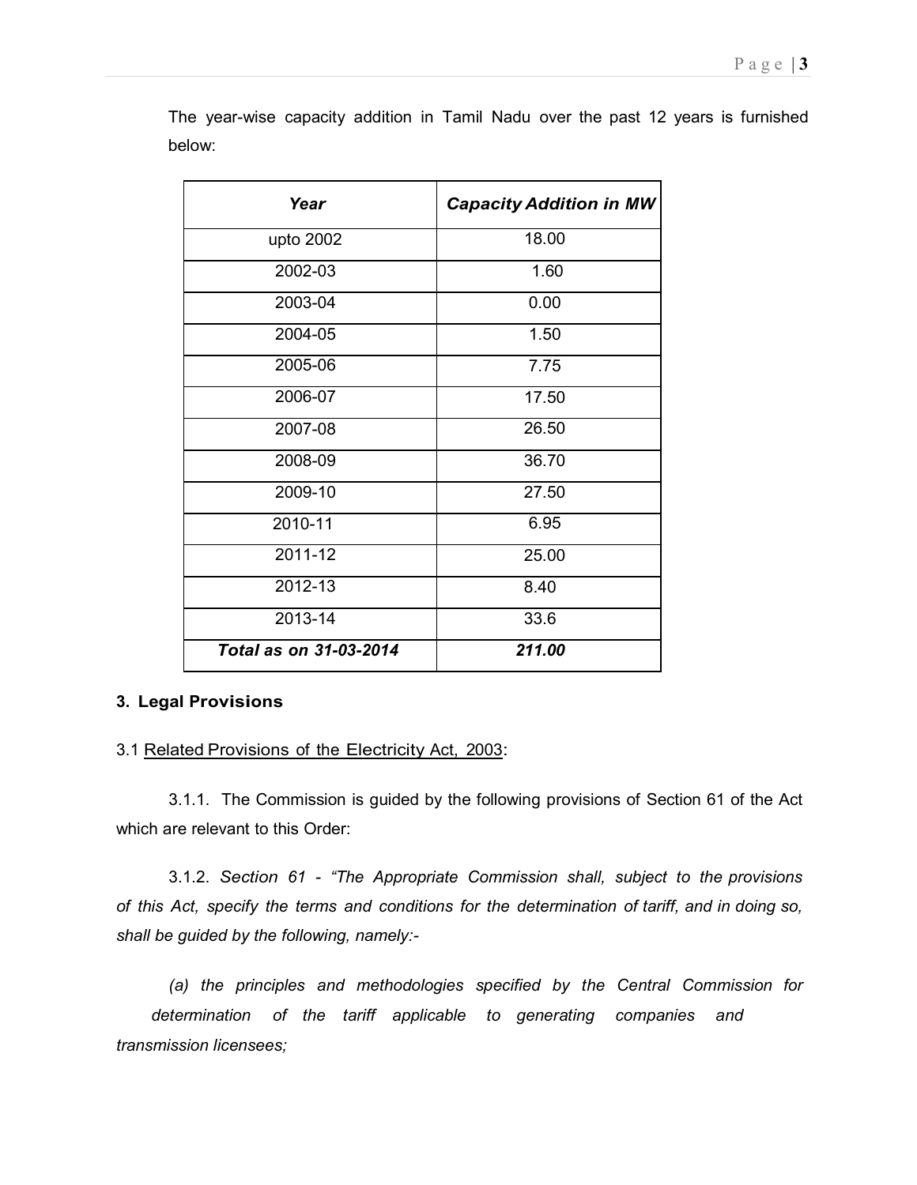The year-wise capacity addition in Tamil Nadu over the past 12 years is furnished below:

| ***Year*** | ***Capacity Addition in MW*** |
|---|---|
| upto 2002 | 18.00 |
| 2002-03 | 1.60 |
| 2003-04 | 0.00 |
| 2004-05 | 1.50 |
| 2005-06 | 7.75 |
| 2006-07 | 17.50 |
| 2007-08 | 26.50 |
| 2008-09 | 36.70 |
| 2009-10 | 27.50 |
| 2010-11 | 6.95 |
| 2011-12 | 25.00 |
| 2012-13 | 8.40 |
| 2013-14 | 33.6 |
| ***Total as on 31-03-2014*** | ***211.00*** |

## 3. Legal Provisions

3.1 Related Provisions of the Electricity Act, 2003:

3.1.1. The Commission is guided by the following provisions of Section 61 of the Act which are relevant to this Order:

3.1.2. *Section 61 - "The Appropriate Commission shall, subject to the provisions of this Act, specify the terms and conditions for the determination of tariff, and in doing so, shall be guided by the following, namely:-*

*(a) the principles and methodologies specified by the Central Commission for determination of the tariff applicable to generating companies and transmission licensees;*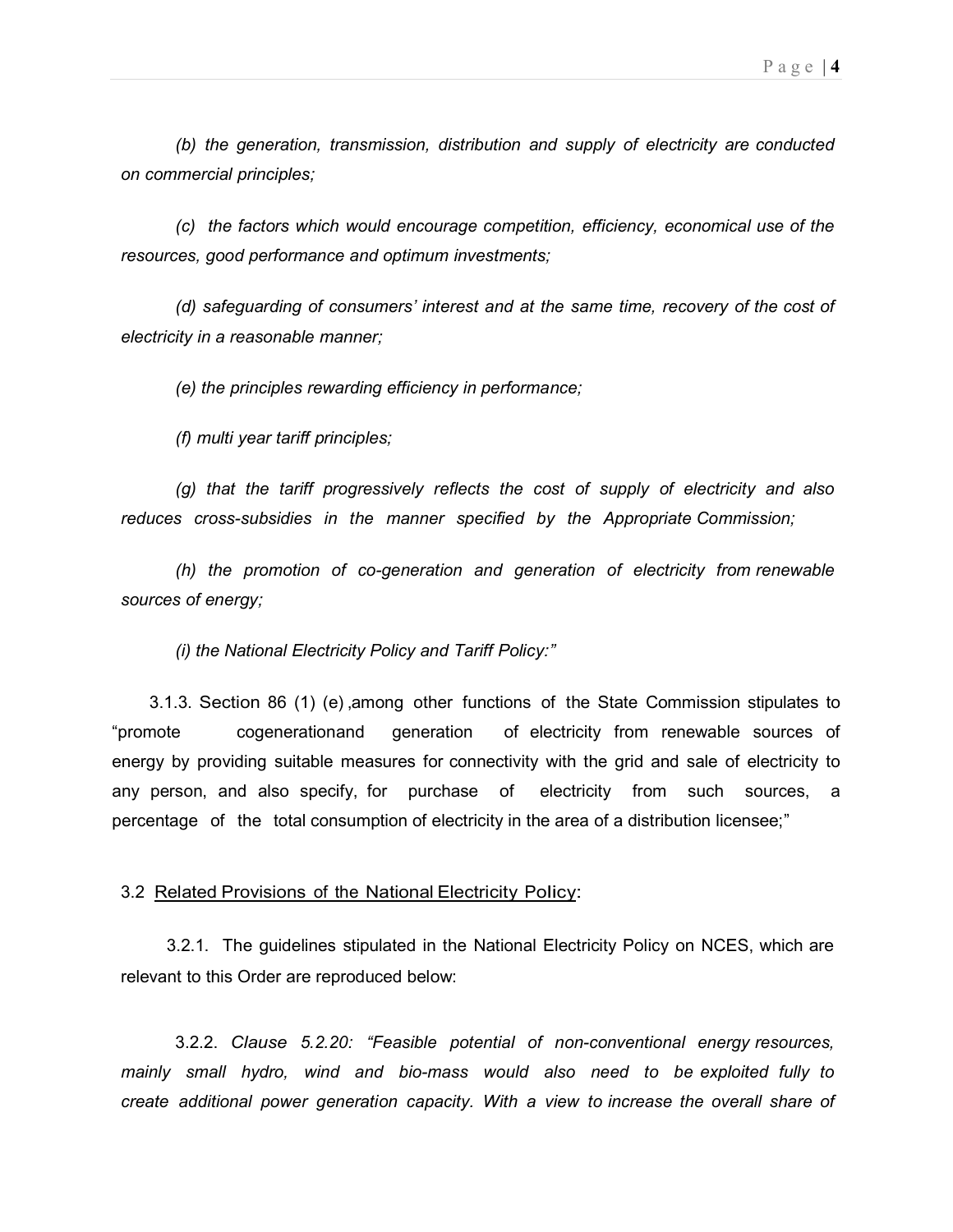*(b) the generation, transmission, distribution and supply of electricity are conducted on commercial principles;*

*(c) the factors which would encourage competition, efficiency, economical use of the resources, good performance and optimum investments;*

*(d) safeguarding of consumers' interest and at the same time, recovery of the cost of electricity in a reasonable manner;*

*(e) the principles rewarding efficiency in performance;*

*(f) multi year tariff principles;*

*(g) that the tariff progressively reflects the cost of supply of electricity and also reduces cross-subsidies in the manner specified by the Appropriate Commission;*

*(h) the promotion of co-generation and generation of electricity from renewable sources of energy;*

*(i) the National Electricity Policy and Tariff Policy:"*

3.1.3. Section 86 (1) (e) ,among other functions of the State Commission stipulates to "promote cogenerationand generation of electricity from renewable sources of energy by providing suitable measures for connectivity with the grid and sale of electricity to any person, and also specify, for purchase of electricity from such sources, a percentage of the total consumption of electricity in the area of a distribution licensee;"

3.2 <u>Related Provisions of the National Electricity Policy</u>:

3.2.1. The guidelines stipulated in the National Electricity Policy on NCES, which are relevant to this Order are reproduced below:

3.2.2. *Clause 5.2.20: "Feasible potential of non-conventional energy resources, mainly small hydro, wind and bio-mass would also need to be exploited fully to create additional power generation capacity. With a view to increase the overall share of*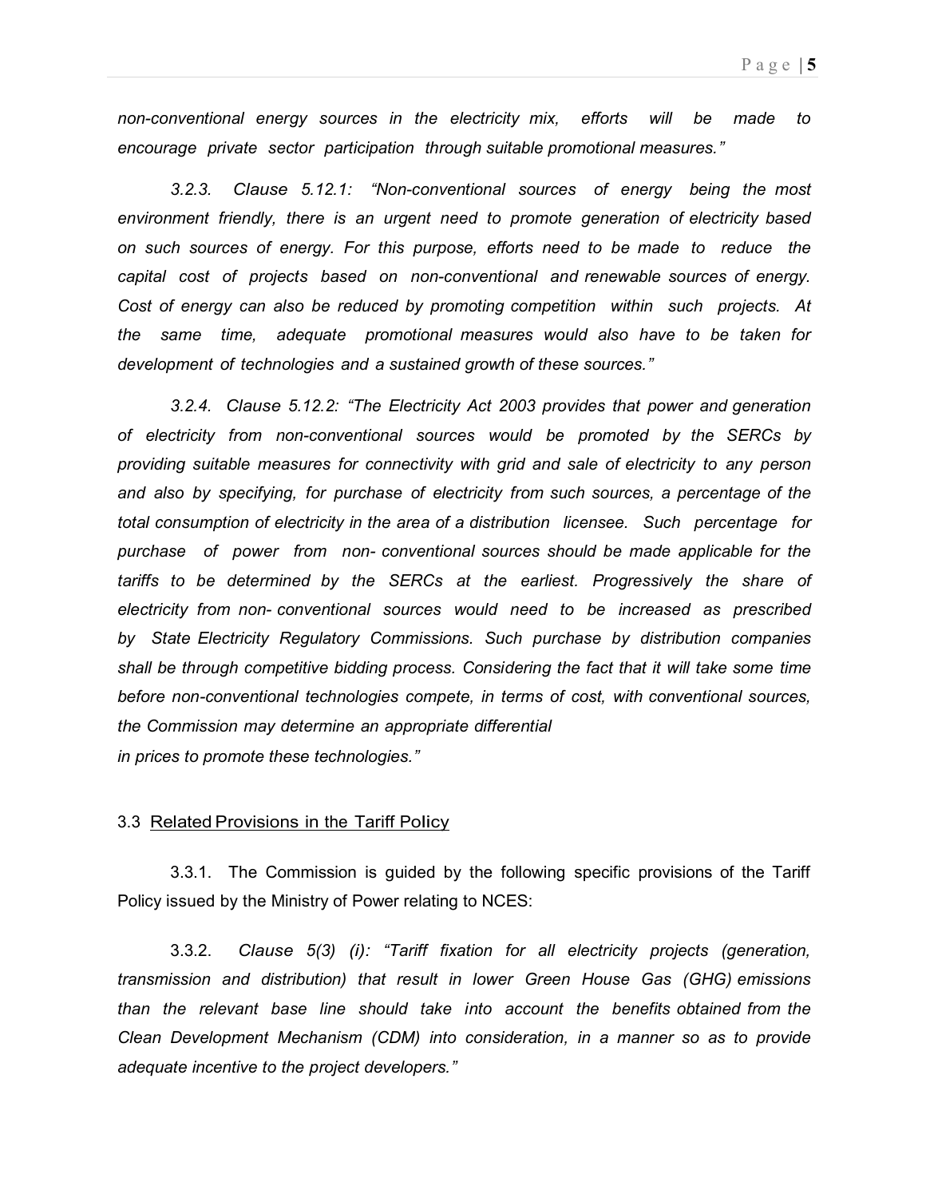*non-conventional energy sources in the electricity mix, efforts will be made to encourage private sector participation through suitable promotional measures."*

*3.2.3. Clause 5.12.1: "Non-conventional sources of energy being the most environment friendly, there is an urgent need to promote generation of electricity based on such sources of energy. For this purpose, efforts need to be made to reduce the capital cost of projects based on non-conventional and renewable sources of energy. Cost of energy can also be reduced by promoting competition within such projects. At the same time, adequate promotional measures would also have to be taken for development of technologies and a sustained growth of these sources."*

*3.2.4. Clause 5.12.2: "The Electricity Act 2003 provides that power and generation of electricity from non-conventional sources would be promoted by the SERCs by providing suitable measures for connectivity with grid and sale of electricity to any person and also by specifying, for purchase of electricity from such sources, a percentage of the total consumption of electricity in the area of a distribution licensee. Such percentage for purchase of power from non- conventional sources should be made applicable for the tariffs to be determined by the SERCs at the earliest. Progressively the share of electricity from non- conventional sources would need to be increased as prescribed by State Electricity Regulatory Commissions. Such purchase by distribution companies shall be through competitive bidding process. Considering the fact that it will take some time before non-conventional technologies compete, in terms of cost, with conventional sources, the Commission may determine an appropriate differential in prices to promote these technologies."*

### 3.3 Related Provisions in the Tariff Policy

3.3.1. The Commission is guided by the following specific provisions of the Tariff Policy issued by the Ministry of Power relating to NCES:

3.3.2. *Clause 5(3) (i): "Tariff fixation for all electricity projects (generation, transmission and distribution) that result in lower Green House Gas (GHG) emissions than the relevant base line should take into account the benefits obtained from the Clean Development Mechanism (CDM) into consideration, in a manner so as to provide adequate incentive to the project developers."*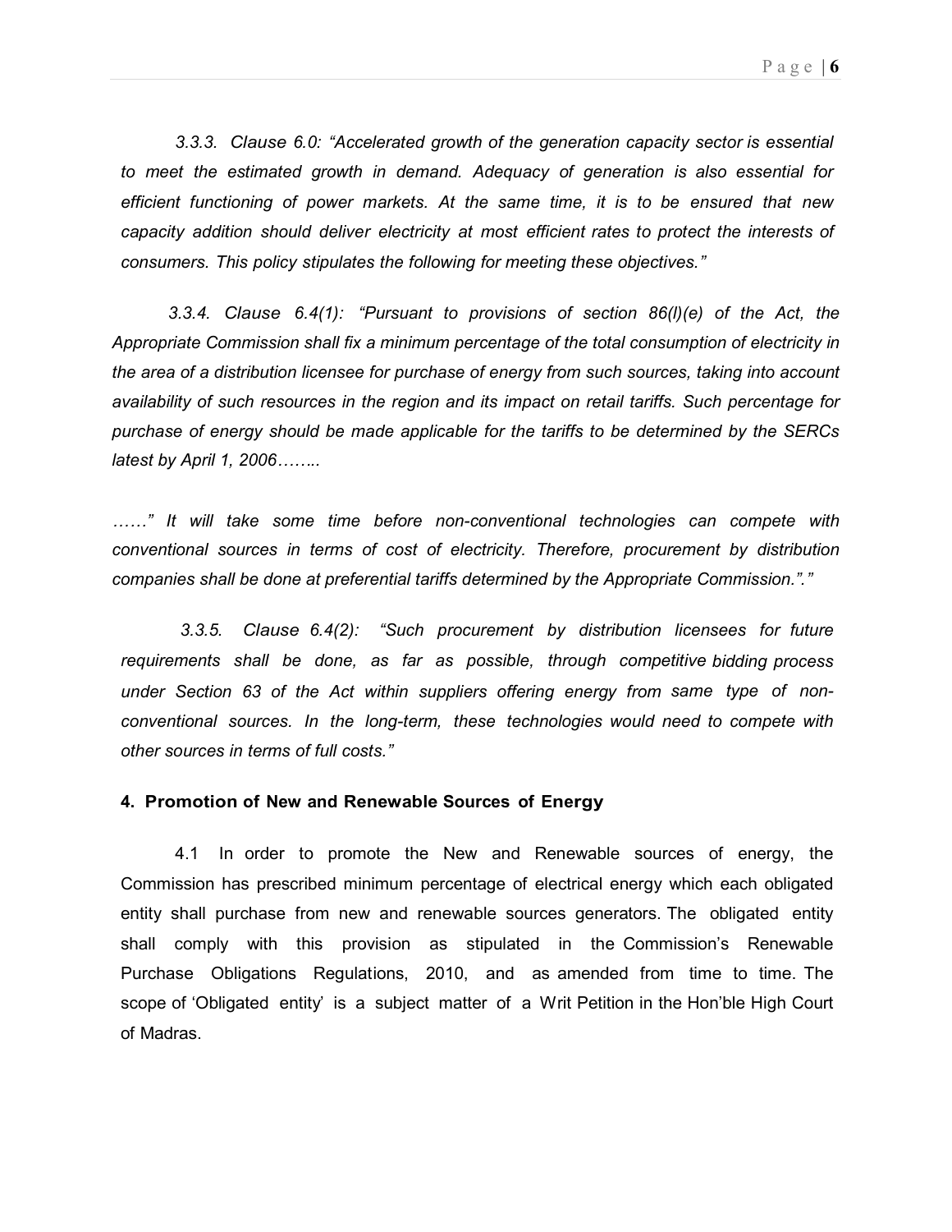*3.3.3. Clause 6.0: "Accelerated growth of the generation capacity sector is essential to meet the estimated growth in demand. Adequacy of generation is also essential for efficient functioning of power markets. At the same time, it is to be ensured that new capacity addition should deliver electricity at most efficient rates to protect the interests of consumers. This policy stipulates the following for meeting these objectives."*

*3.3.4. Clause 6.4(1): "Pursuant to provisions of section 86(l)(e) of the Act, the Appropriate Commission shall fix a minimum percentage of the total consumption of electricity in the area of a distribution licensee for purchase of energy from such sources, taking into account availability of such resources in the region and its impact on retail tariffs. Such percentage for purchase of energy should be made applicable for the tariffs to be determined by the SERCs latest by April 1, 2006……..*

*……" It will take some time before non-conventional technologies can compete with conventional sources in terms of cost of electricity. Therefore, procurement by distribution companies shall be done at preferential tariffs determined by the Appropriate Commission."."*

*3.3.5. Clause 6.4(2): "Such procurement by distribution licensees for future requirements shall be done, as far as possible, through competitive bidding process under Section 63 of the Act within suppliers offering energy from same type of non-conventional sources. In the long-term, these technologies would need to compete with other sources in terms of full costs."*

## 4. Promotion of New and Renewable Sources of Energy

4.1 In order to promote the New and Renewable sources of energy, the Commission has prescribed minimum percentage of electrical energy which each obligated entity shall purchase from new and renewable sources generators. The obligated entity shall comply with this provision as stipulated in the Commission's Renewable Purchase Obligations Regulations, 2010, and as amended from time to time. The scope of 'Obligated entity' is a subject matter of a Writ Petition in the Hon'ble High Court of Madras.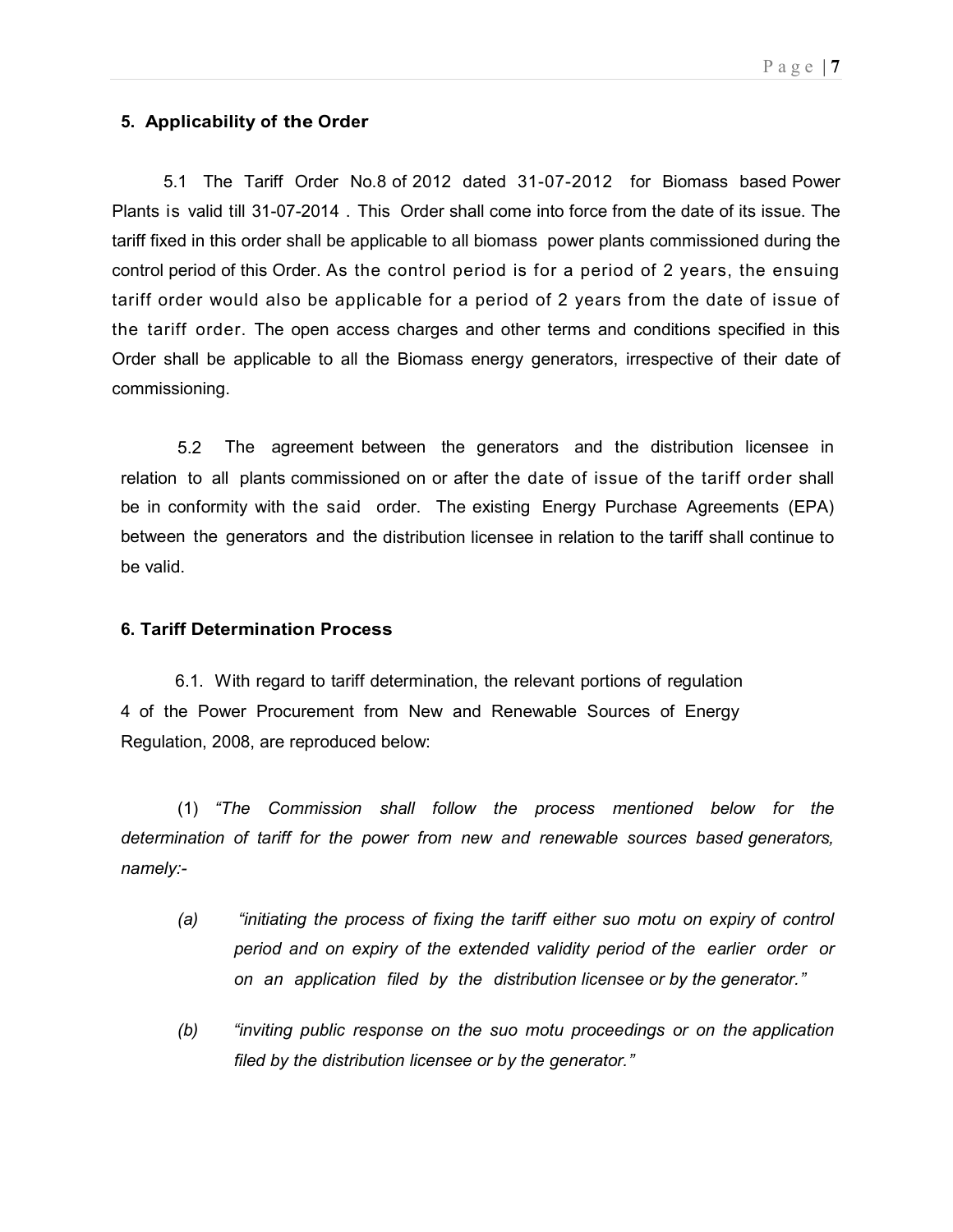## 5. Applicability of the Order

5.1 The Tariff Order No.8 of 2012 dated 31-07-2012 for Biomass based Power Plants is valid till 31-07-2014 . This Order shall come into force from the date of its issue. The tariff fixed in this order shall be applicable to all biomass power plants commissioned during the control period of this Order. As the control period is for a period of 2 years, the ensuing tariff order would also be applicable for a period of 2 years from the date of issue of the tariff order. The open access charges and other terms and conditions specified in this Order shall be applicable to all the Biomass energy generators, irrespective of their date of commissioning.

5.2 The agreement between the generators and the distribution licensee in relation to all plants commissioned on or after the date of issue of the tariff order shall be in conformity with the said order. The existing Energy Purchase Agreements (EPA) between the generators and the distribution licensee in relation to the tariff shall continue to be valid.

## 6. Tariff Determination Process

6.1. With regard to tariff determination, the relevant portions of regulation 4 of the Power Procurement from New and Renewable Sources of Energy Regulation, 2008, are reproduced below:

(1) *"The Commission shall follow the process mentioned below for the determination of tariff for the power from new and renewable sources based generators, namely:-*

*(a) "initiating the process of fixing the tariff either suo motu on expiry of control period and on expiry of the extended validity period of the earlier order or on an application filed by the distribution licensee or by the generator."*

*(b) "inviting public response on the suo motu proceedings or on the application filed by the distribution licensee or by the generator."*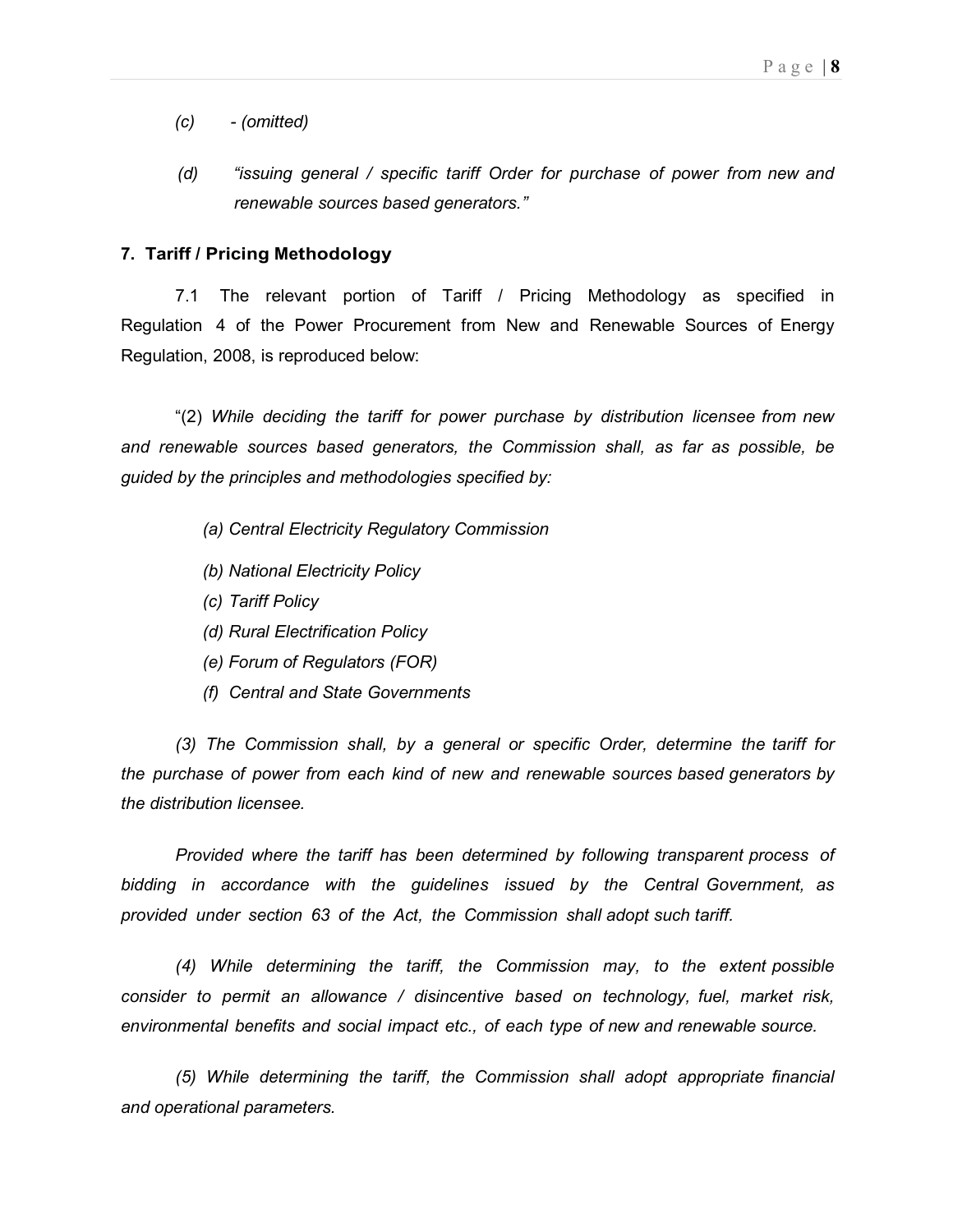(c) - (omitted)

(d) *"issuing general / specific tariff Order for purchase of power from new and renewable sources based generators."*

**7. Tariff / Pricing Methodology**

7.1 The relevant portion of Tariff / Pricing Methodology as specified in Regulation 4 of the Power Procurement from New and Renewable Sources of Energy Regulation, 2008, is reproduced below:

"(2) *While deciding the tariff for power purchase by distribution licensee from new and renewable sources based generators, the Commission shall, as far as possible, be guided by the principles and methodologies specified by:*

*(a) Central Electricity Regulatory Commission*

*(b) National Electricity Policy*

*(c) Tariff Policy*

*(d) Rural Electrification Policy*

*(e) Forum of Regulators (FOR)*

*(f) Central and State Governments*

*(3) The Commission shall, by a general or specific Order, determine the tariff for the purchase of power from each kind of new and renewable sources based generators by the distribution licensee.*

*Provided where the tariff has been determined by following transparent process of bidding in accordance with the guidelines issued by the Central Government, as provided under section 63 of the Act, the Commission shall adopt such tariff.*

*(4) While determining the tariff, the Commission may, to the extent possible consider to permit an allowance / disincentive based on technology, fuel, market risk, environmental benefits and social impact etc., of each type of new and renewable source.*

*(5) While determining the tariff, the Commission shall adopt appropriate financial and operational parameters.*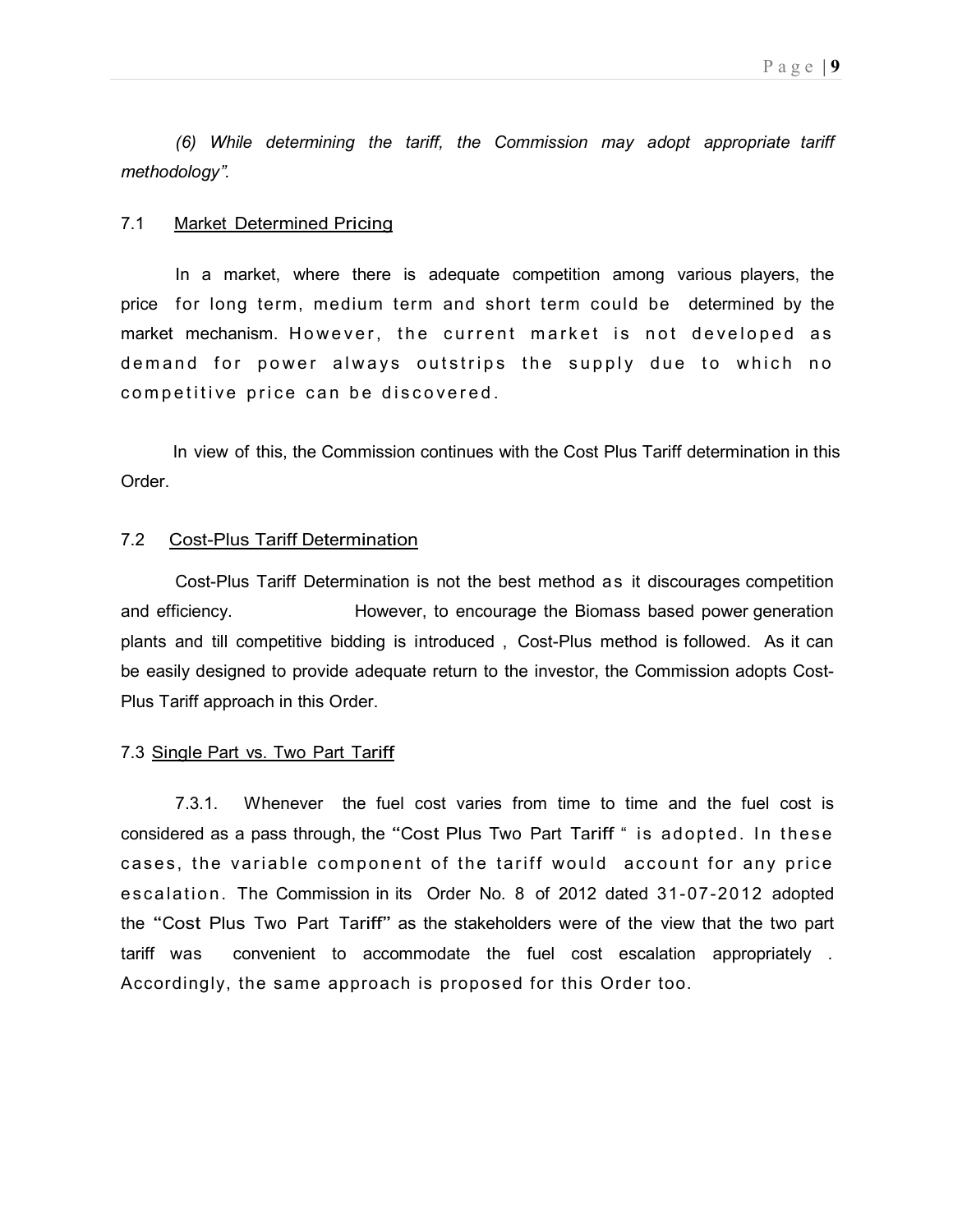*(6) While determining the tariff, the Commission may adopt appropriate tariff methodology".*

### 7.1 Market Determined Pricing

In a market, where there is adequate competition among various players, the price for long term, medium term and short term could be determined by the market mechanism. However, the current market is not developed as demand for power always outstrips the supply due to which no competitive price can be discovered.

In view of this, the Commission continues with the Cost Plus Tariff determination in this Order.

### 7.2 Cost-Plus Tariff Determination

Cost-Plus Tariff Determination is not the best method as it discourages competition and efficiency. However, to encourage the Biomass based power generation plants and till competitive bidding is introduced , Cost-Plus method is followed. As it can be easily designed to provide adequate return to the investor, the Commission adopts Cost-Plus Tariff approach in this Order.

### 7.3 Single Part vs. Two Part Tariff

7.3.1. Whenever the fuel cost varies from time to time and the fuel cost is considered as a pass through, the "Cost Plus Two Part Tariff " is adopted. In these cases, the variable component of the tariff would account for any price escalation. The Commission in its Order No. 8 of 2012 dated 31-07-2012 adopted the "Cost Plus Two Part Tariff" as the stakeholders were of the view that the two part tariff was convenient to accommodate the fuel cost escalation appropriately . Accordingly, the same approach is proposed for this Order too.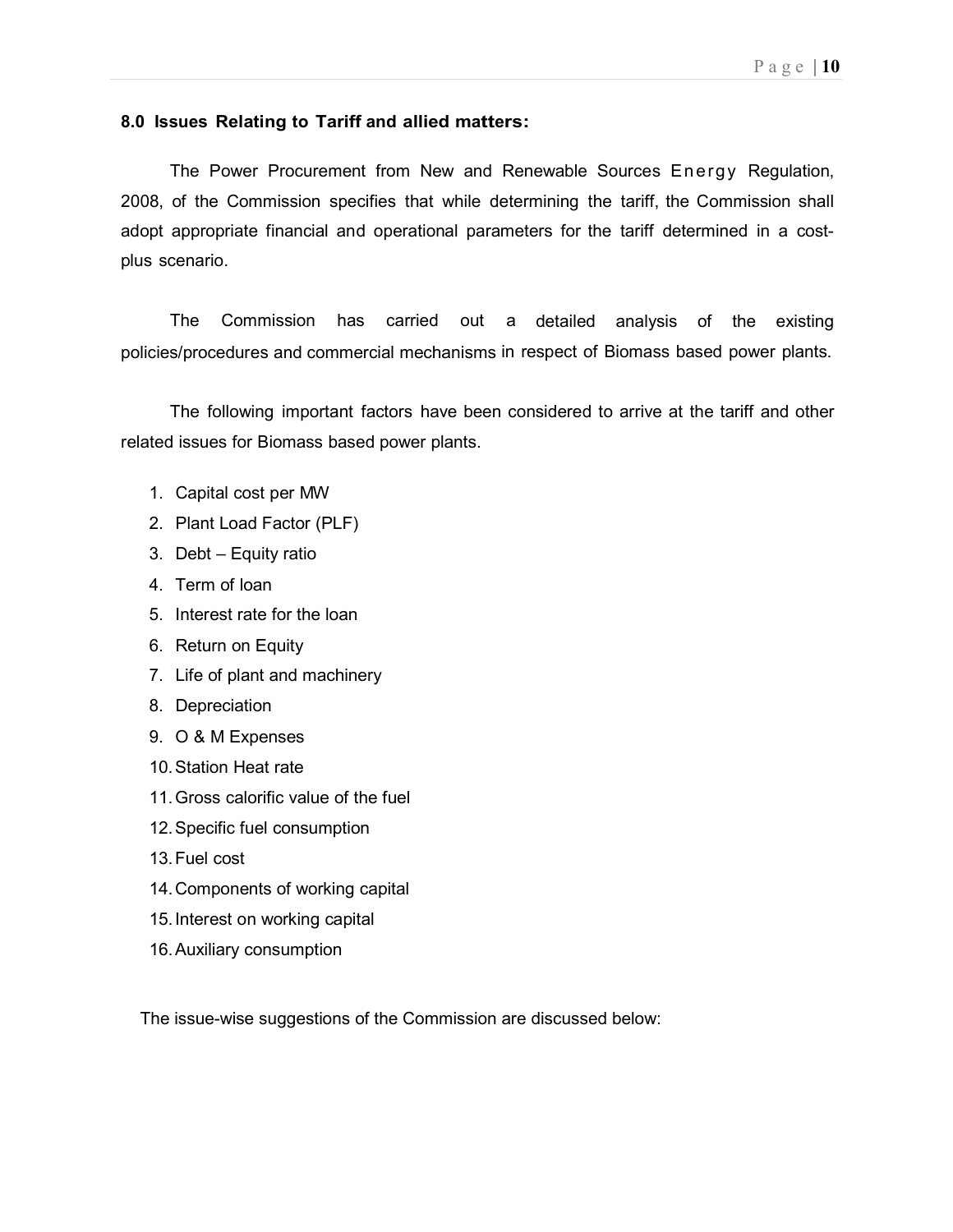## 8.0 Issues Relating to Tariff and allied matters:

The Power Procurement from New and Renewable Sources Energy Regulation, 2008, of the Commission specifies that while determining the tariff, the Commission shall adopt appropriate financial and operational parameters for the tariff determined in a cost-plus scenario.

The Commission has carried out a detailed analysis of the existing policies/procedures and commercial mechanisms in respect of Biomass based power plants.

The following important factors have been considered to arrive at the tariff and other related issues for Biomass based power plants.

1. Capital cost per MW
2. Plant Load Factor (PLF)
3. Debt – Equity ratio
4. Term of loan
5. Interest rate for the loan
6. Return on Equity
7. Life of plant and machinery
8. Depreciation
9. O & M Expenses
10. Station Heat rate
11. Gross calorific value of the fuel
12. Specific fuel consumption
13. Fuel cost
14. Components of working capital
15. Interest on working capital
16. Auxiliary consumption

The issue-wise suggestions of the Commission are discussed below: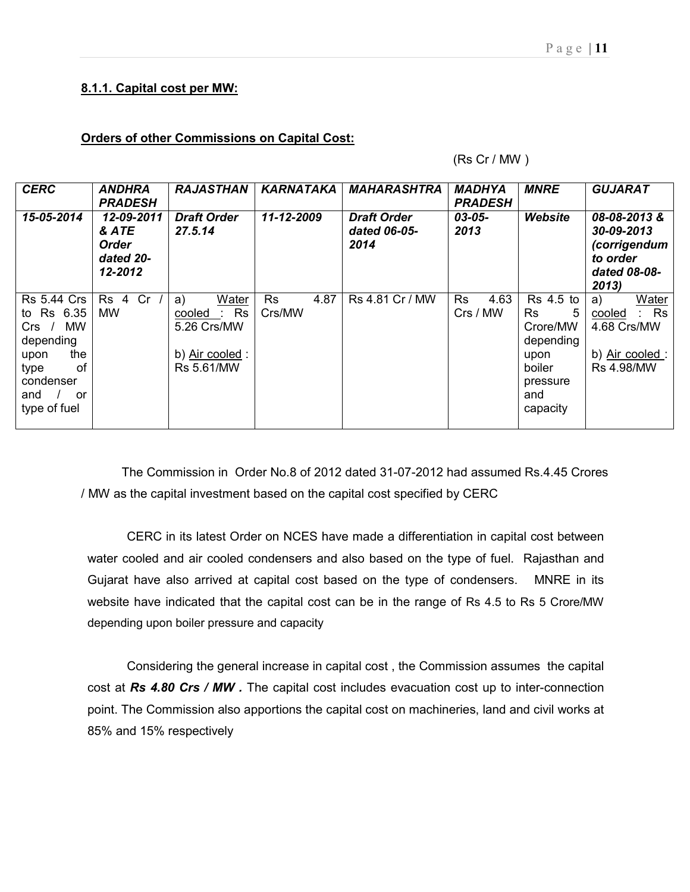**8.1.1. Capital cost per MW:**

**Orders of other Commissions on Capital Cost:**

(Rs Cr / MW )

| ***CERC*** | ***ANDHRA PRADESH*** | ***RAJASTHAN*** | ***KARNATAKA*** | ***MAHARASHTRA*** | ***MADHYA PRADESH*** | ***MNRE*** | ***GUJARAT*** |
|---|---|---|---|---|---|---|---|
| ***15-05-2014*** | ***12-09-2011 & ATE Order dated 20-12-2012*** | ***Draft Order 27.5.14*** | ***11-12-2009*** | ***Draft Order dated 06-05-2014*** | ***03-05-2013*** | ***Website*** | ***08-08-2013 & 30-09-2013 (corrigendum to order dated 08-08-2013)*** |
| Rs 5.44 Crs to Rs 6.35 Crs / MW depending upon the type of condenser and / or type of fuel | Rs 4 Cr / MW | a) Water cooled : Rs 5.26 Crs/MW<br><br>b) Air cooled : Rs 5.61/MW | Rs 4.87 Crs/MW | Rs 4.81 Cr / MW | Rs 4.63 Crs / MW | Rs 4.5 to Rs 5 Crore/MW depending upon boiler pressure and capacity | a) Water cooled : Rs 4.68 Crs/MW<br><br>b) Air cooled : Rs 4.98/MW |

The Commission in Order No.8 of 2012 dated 31-07-2012 had assumed Rs.4.45 Crores / MW as the capital investment based on the capital cost specified by CERC

CERC in its latest Order on NCES have made a differentiation in capital cost between water cooled and air cooled condensers and also based on the type of fuel. Rajasthan and Gujarat have also arrived at capital cost based on the type of condensers. MNRE in its website have indicated that the capital cost can be in the range of Rs 4.5 to Rs 5 Crore/MW depending upon boiler pressure and capacity

Considering the general increase in capital cost , the Commission assumes the capital cost at ***Rs 4.80 Crs / MW .*** The capital cost includes evacuation cost up to inter-connection point. The Commission also apportions the capital cost on machineries, land and civil works at 85% and 15% respectively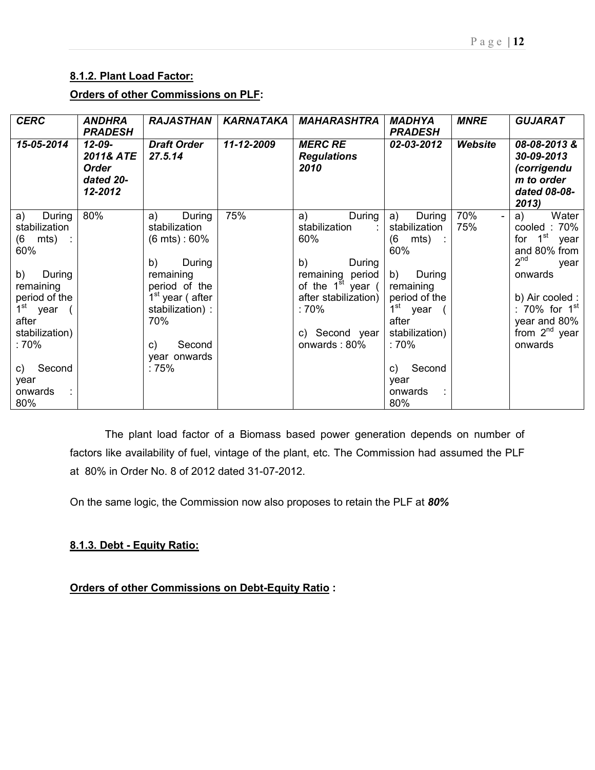**8.1.2. Plant Load Factor:**

**Orders of other Commissions on PLF:**

| *CERC* | *ANDHRA PRADESH* | *RAJASTHAN* | *KARNATAKA* | *MAHARASHTRA* | *MADHYA PRADESH* | *MNRE* | *GUJARAT* |
|---|---|---|---|---|---|---|---|
| ***15-05-2014*** | ***12-09-2011& ATE Order dated 20-12-2012*** | ***Draft Order 27.5.14*** | ***11-12-2009*** | ***MERC RE Regulations 2010*** | ***02-03-2012*** | ***Website*** | ***08-08-2013 & 30-09-2013 (corrigendum to order dated 08-08-2013)*** |
| a) During stabilization (6 mts) : 60%<br><br>b) During remaining period of the 1st year ( after stabilization) : 70%<br><br>c) Second year onwards : 80% | 80% | a) During stabilization (6 mts) : 60%<br><br>b) During remaining period of the 1st year ( after stabilization) : 70%<br><br>c) Second year onwards : 75% | 75% | a) During stabilization : 60%<br><br>b) During remaining period of the 1st year ( after stabilization) : 70%<br><br>c) Second year onwards : 80% | a) During stabilization (6 mts) : 60%<br><br>b) During remaining period of the 1st year ( after stabilization) : 70%<br><br>c) Second year onwards : 80% | 70% - 75% | a) Water cooled : 70% for 1st year and 80% from 2nd year onwards<br><br>b) Air cooled : : 70% for 1st year and 80% from 2nd year onwards |

The plant load factor of a Biomass based power generation depends on number of factors like availability of fuel, vintage of the plant, etc. The Commission had assumed the PLF at 80% in Order No. 8 of 2012 dated 31-07-2012.

On the same logic, the Commission now also proposes to retain the PLF at ***80%***

**8.1.3. Debt - Equity Ratio:**

**Orders of other Commissions on Debt-Equity Ratio :**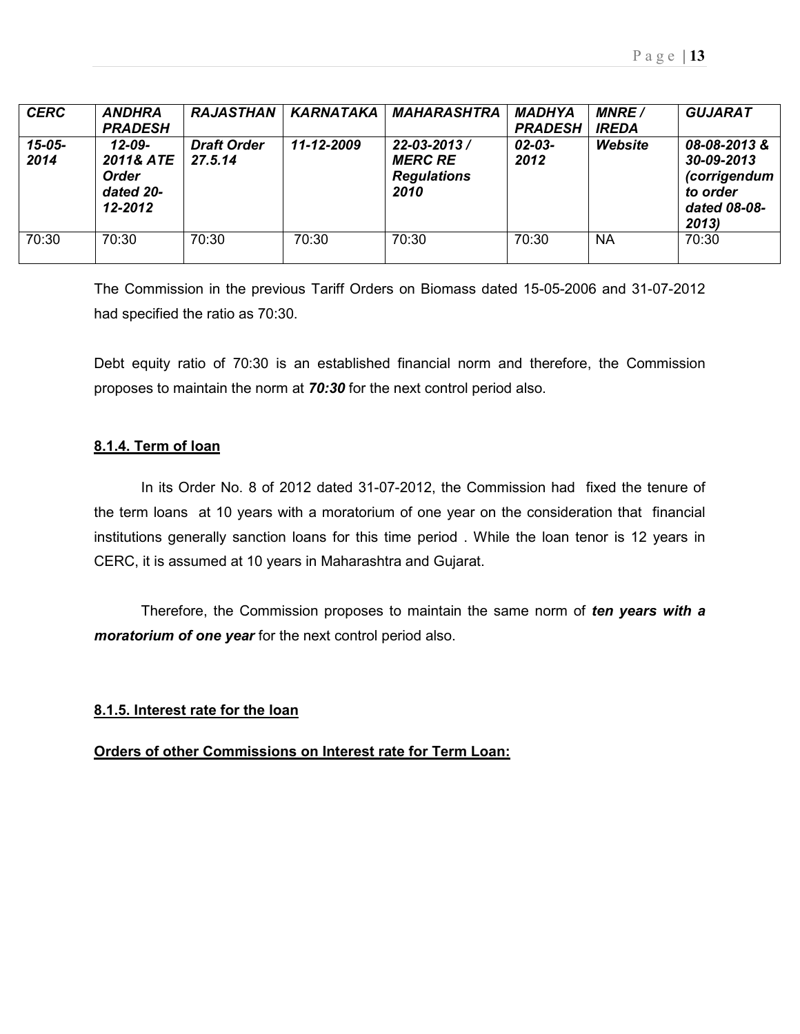| ***CERC*** | ***ANDHRA PRADESH*** | ***RAJASTHAN*** | ***KARNATAKA*** | ***MAHARASHTRA*** | ***MADHYA PRADESH*** | ***MNRE / IREDA*** | ***GUJARAT*** |
|---|---|---|---|---|---|---|---|
| ***15-05-2014*** | ***12-09-2011& ATE Order dated 20-12-2012*** | ***Draft Order 27.5.14*** | ***11-12-2009*** | ***22-03-2013 / MERC RE Regulations 2010*** | ***02-03-2012*** | ***Website*** | ***08-08-2013 & 30-09-2013 (corrigendum to order dated 08-08-2013)*** |
| 70:30 | 70:30 | 70:30 | 70:30 | 70:30 | 70:30 | NA | 70:30 |

The Commission in the previous Tariff Orders on Biomass dated 15-05-2006 and 31-07-2012 had specified the ratio as 70:30.

Debt equity ratio of 70:30 is an established financial norm and therefore, the Commission proposes to maintain the norm at ***70:30*** for the next control period also.

### 8.1.4. Term of loan

In its Order No. 8 of 2012 dated 31-07-2012, the Commission had fixed the tenure of the term loans at 10 years with a moratorium of one year on the consideration that financial institutions generally sanction loans for this time period . While the loan tenor is 12 years in CERC, it is assumed at 10 years in Maharashtra and Gujarat.

Therefore, the Commission proposes to maintain the same norm of ***ten years with a moratorium of one year*** for the next control period also.

### 8.1.5. Interest rate for the loan

**Orders of other Commissions on Interest rate for Term Loan:**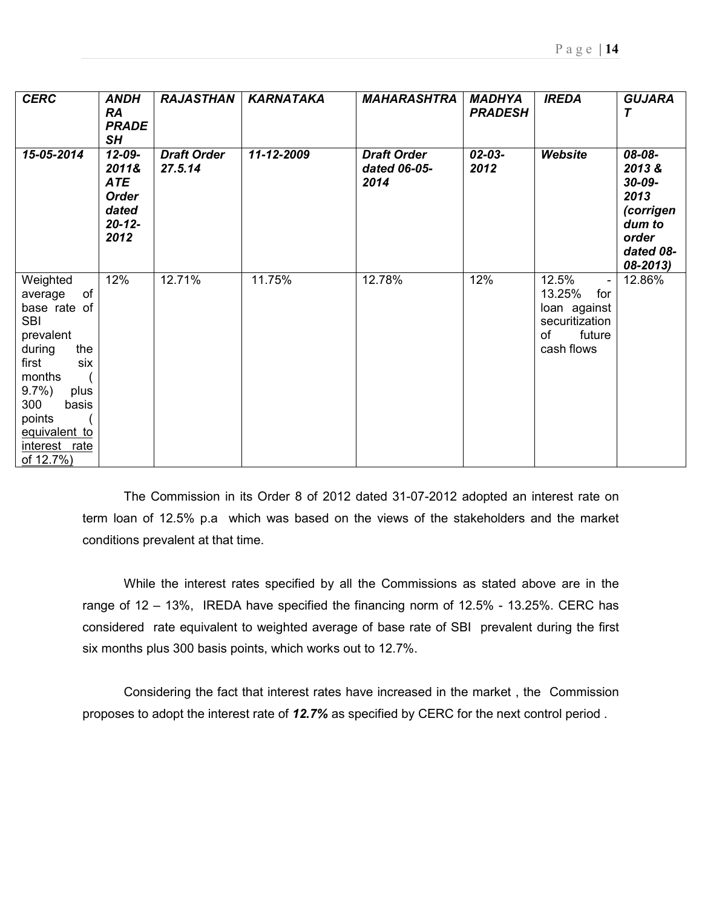| ***CERC*** | ***ANDHRA PRADESH*** | ***RAJASTHAN*** | ***KARNATAKA*** | ***MAHARASHTRA*** | ***MADHYA PRADESH*** | ***IREDA*** | ***GUJARAT*** |
|---|---|---|---|---|---|---|---|
| ***15-05-2014*** | ***12-09-2011& ATE Order dated 20-12-2012*** | ***Draft Order 27.5.14*** | ***11-12-2009*** | ***Draft Order dated 06-05-2014*** | ***02-03-2012*** | ***Website*** | ***08-08-2013 & 30-09-2013 (corrigendum to order dated 08-08-2013)*** |
| Weighted average of base rate of SBI prevalent during the first six months ( 9.7%) plus 300 basis points ( equivalent to interest rate of 12.7%) | 12% | 12.71% | 11.75% | 12.78% | 12% | 12.5% - 13.25% for loan against securitization of future cash flows | 12.86% |

The Commission in its Order 8 of 2012 dated 31-07-2012 adopted an interest rate on term loan of 12.5% p.a which was based on the views of the stakeholders and the market conditions prevalent at that time.

While the interest rates specified by all the Commissions as stated above are in the range of 12 – 13%, IREDA have specified the financing norm of 12.5% - 13.25%. CERC has considered rate equivalent to weighted average of base rate of SBI prevalent during the first six months plus 300 basis points, which works out to 12.7%.

Considering the fact that interest rates have increased in the market , the Commission proposes to adopt the interest rate of ***12.7%*** as specified by CERC for the next control period .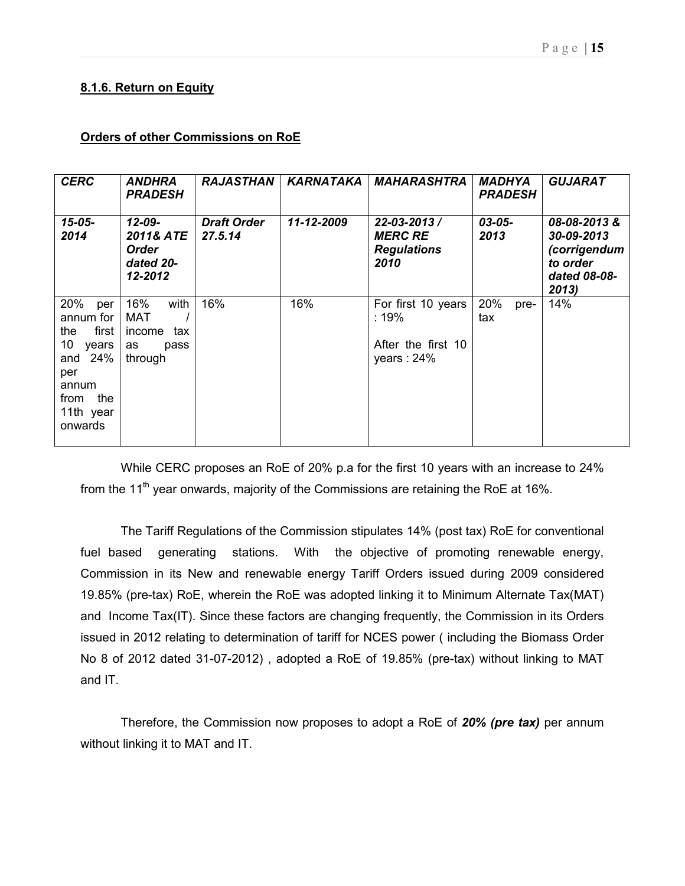**8.1.6. Return on Equity**

**Orders of other Commissions on RoE**

| *CERC* | *ANDHRA PRADESH* | *RAJASTHAN* | *KARNATAKA* | *MAHARASHTRA* | *MADHYA PRADESH* | *GUJARAT* |
|---|---|---|---|---|---|---|
| ***15-05-2014*** | ***12-09-2011& ATE Order dated 20-12-2012*** | ***Draft Order 27.5.14*** | ***11-12-2009*** | ***22-03-2013 / MERC RE Regulations 2010*** | ***03-05-2013*** | ***08-08-2013 & 30-09-2013 (corrigendum to order dated 08-08-2013)*** |
| 20% per annum for the first 10 years and 24% per annum from the 11th year onwards | 16% with MAT / income tax as pass through | 16% | 16% | For first 10 years : 19%<br><br>After the first 10 years : 24% | 20% pre-tax | 14% |

While CERC proposes an RoE of 20% p.a for the first 10 years with an increase to 24% from the 11th year onwards, majority of the Commissions are retaining the RoE at 16%.

The Tariff Regulations of the Commission stipulates 14% (post tax) RoE for conventional fuel based generating stations. With the objective of promoting renewable energy, Commission in its New and renewable energy Tariff Orders issued during 2009 considered 19.85% (pre-tax) RoE, wherein the RoE was adopted linking it to Minimum Alternate Tax(MAT) and Income Tax(IT). Since these factors are changing frequently, the Commission in its Orders issued in 2012 relating to determination of tariff for NCES power ( including the Biomass Order No 8 of 2012 dated 31-07-2012) , adopted a RoE of 19.85% (pre-tax) without linking to MAT and IT.

Therefore, the Commission now proposes to adopt a RoE of ***20% (pre tax)*** per annum without linking it to MAT and IT.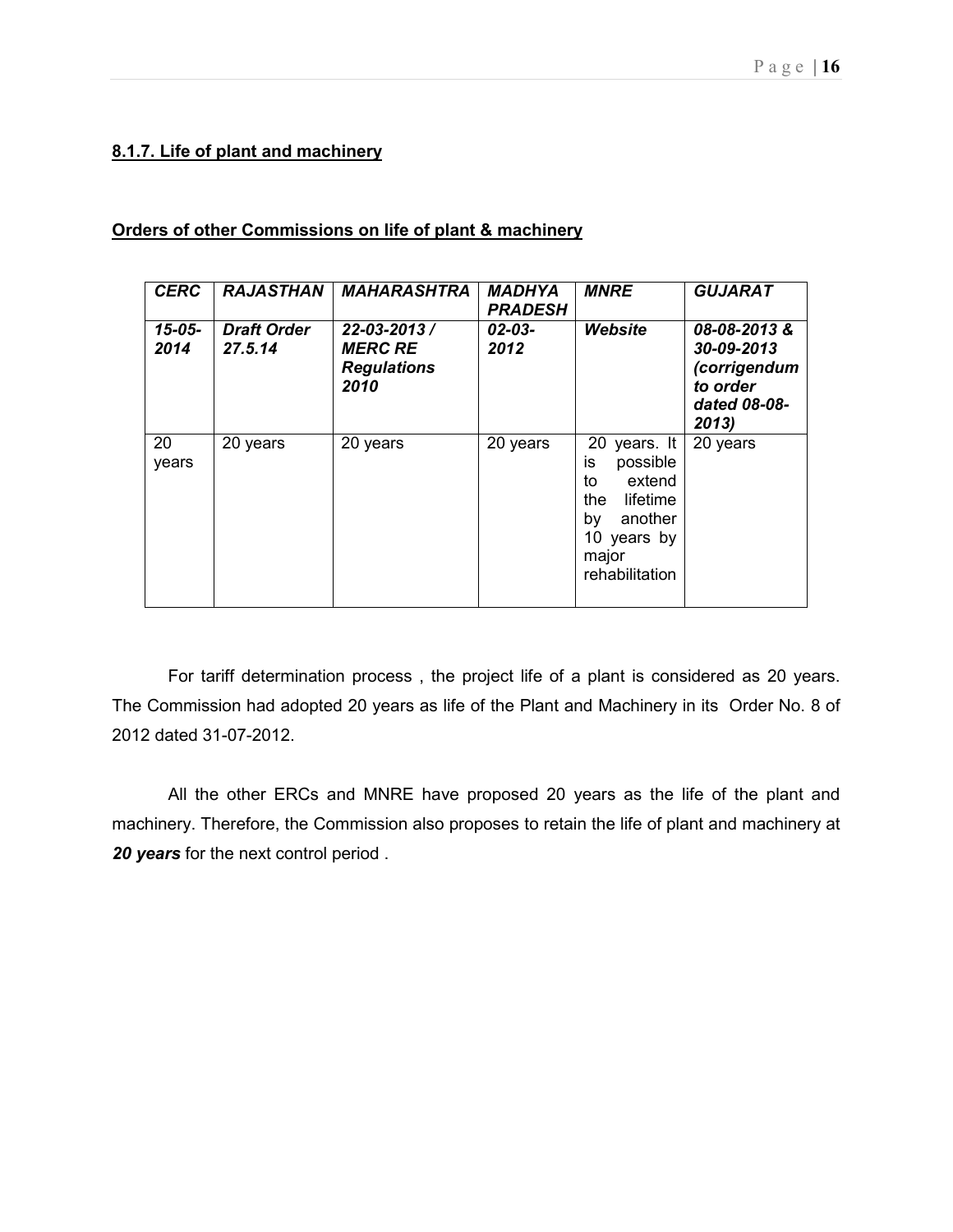#### 8.1.7. Life of plant and machinery

**Orders of other Commissions on life of plant & machinery**

| ***CERC*** | ***RAJASTHAN*** | ***MAHARASHTRA*** | ***MADHYA PRADESH*** | ***MNRE*** | ***GUJARAT*** |
|---|---|---|---|---|---|
| ***15-05-2014*** | ***Draft Order 27.5.14*** | ***22-03-2013 / MERC RE Regulations 2010*** | ***02-03-2012*** | ***Website*** | ***08-08-2013 & 30-09-2013 (corrigendum to order dated 08-08-2013)*** |
| 20 years | 20 years | 20 years | 20 years | 20 years. It is possible to extend the lifetime by another 10 years by major rehabilitation | 20 years |

For tariff determination process , the project life of a plant is considered as 20 years. The Commission had adopted 20 years as life of the Plant and Machinery in its Order No. 8 of 2012 dated 31-07-2012.

All the other ERCs and MNRE have proposed 20 years as the life of the plant and machinery. Therefore, the Commission also proposes to retain the life of plant and machinery at ***20 years*** for the next control period .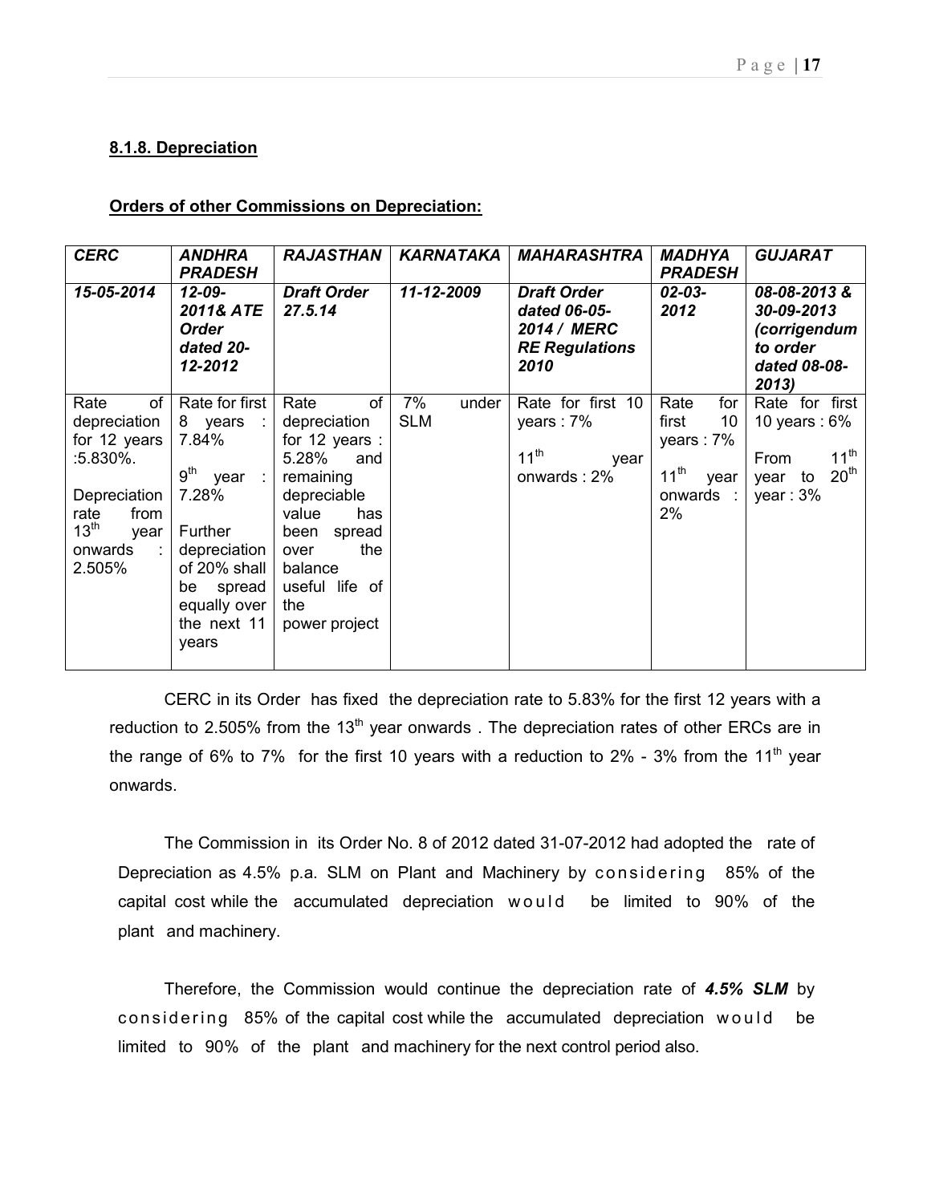### 8.1.8. Depreciation

**Orders of other Commissions on Depreciation:**

| ***CERC*** | ***ANDHRA PRADESH*** | ***RAJASTHAN*** | ***KARNATAKA*** | ***MAHARASHTRA*** | ***MADHYA PRADESH*** | ***GUJARAT*** |
|---|---|---|---|---|---|---|
| ***15-05-2014*** | ***12-09-2011& ATE Order dated 20-12-2012*** | ***Draft Order 27.5.14*** | ***11-12-2009*** | ***Draft Order dated 06-05-2014 / MERC RE Regulations 2010*** | ***02-03-2012*** | ***08-08-2013 & 30-09-2013 (corrigendum to order dated 08-08-2013)*** |
| Rate of depreciation for 12 years :5.830%. Depreciation rate from 13th year onwards : 2.505% | Rate for first 8 years : 7.84% 9th year : 7.28% Further depreciation of 20% shall be spread equally over the next 11 years | Rate of depreciation for 12 years : 5.28% and remaining depreciable value has been spread over the balance useful life of the power project | 7% under SLM | Rate for first 10 years : 7% 11th year onwards : 2% | Rate for first 10 years : 7% 11th year onwards : 2% | Rate for first 10 years : 6% From 11th year to 20th year : 3% |

CERC in its Order has fixed the depreciation rate to 5.83% for the first 12 years with a reduction to 2.505% from the 13th year onwards . The depreciation rates of other ERCs are in the range of 6% to 7% for the first 10 years with a reduction to 2% - 3% from the 11th year onwards.

The Commission in its Order No. 8 of 2012 dated 31-07-2012 had adopted the rate of Depreciation as 4.5% p.a. SLM on Plant and Machinery by considering 85% of the capital cost while the accumulated depreciation would be limited to 90% of the plant and machinery.

Therefore, the Commission would continue the depreciation rate of ***4.5% SLM*** by considering 85% of the capital cost while the accumulated depreciation would be limited to 90% of the plant and machinery for the next control period also.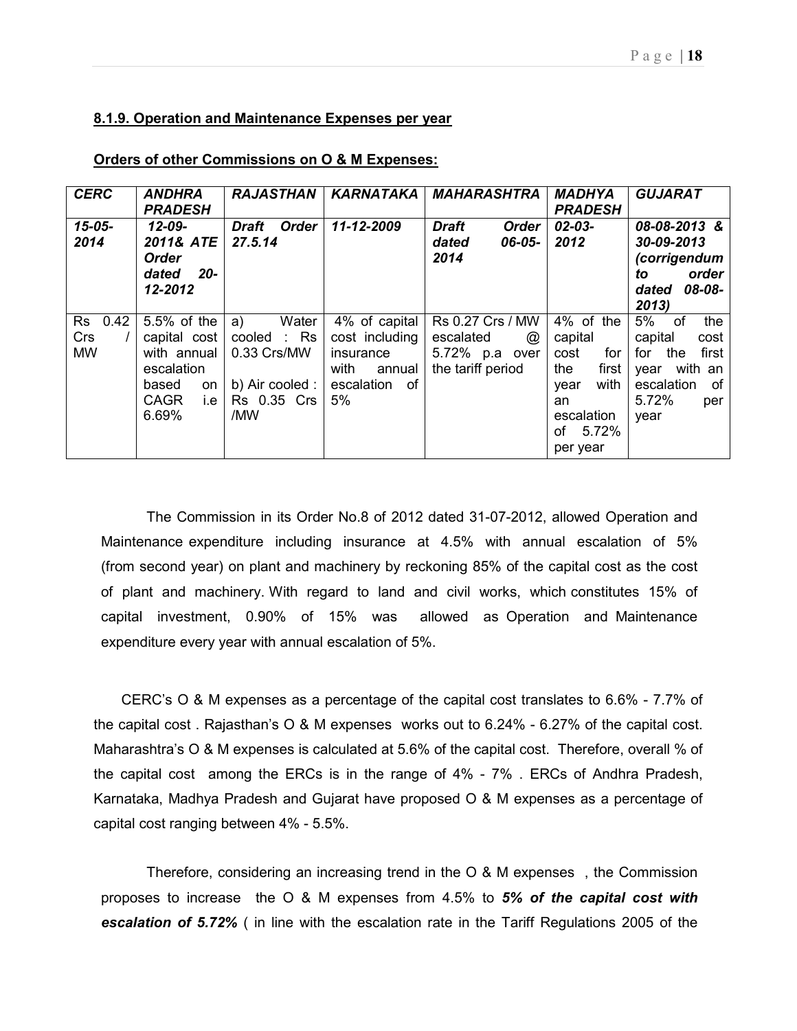#### **8.1.9. Operation and Maintenance Expenses per year**

**Orders of other Commissions on O & M Expenses:**

| ***CERC*** | ***ANDHRA PRADESH*** | ***RAJASTHAN*** | ***KARNATAKA*** | ***MAHARASHTRA*** | ***MADHYA PRADESH*** | ***GUJARAT*** |
|---|---|---|---|---|---|---|
| ***15-05-2014*** | ***12-09-2011& ATE Order dated 20-12-2012*** | ***Draft Order 27.5.14*** | ***11-12-2009*** | ***Draft Order dated 06-05-2014*** | ***02-03-2012*** | ***08-08-2013 & 30-09-2013 (corrigendum to order dated 08-08-2013)*** |
| Rs 0.42 Crs / MW | 5.5% of the capital cost with annual escalation based on CAGR i.e 6.69% | a) Water cooled : Rs 0.33 Crs/MW<br><br>b) Air cooled : Rs 0.35 Crs /MW | 4% of capital cost including insurance with annual escalation of 5% | Rs 0.27 Crs / MW escalated @ 5.72% p.a over the tariff period | 4% of the capital cost for the first year with an escalation of 5.72% per year | 5% of the capital cost for the first year with an escalation of 5.72% per year |

The Commission in its Order No.8 of 2012 dated 31-07-2012, allowed Operation and Maintenance expenditure including insurance at 4.5% with annual escalation of 5% (from second year) on plant and machinery by reckoning 85% of the capital cost as the cost of plant and machinery. With regard to land and civil works, which constitutes 15% of capital investment, 0.90% of 15% was allowed as Operation and Maintenance expenditure every year with annual escalation of 5%.

CERC's O & M expenses as a percentage of the capital cost translates to 6.6% - 7.7% of the capital cost . Rajasthan's O & M expenses works out to 6.24% - 6.27% of the capital cost. Maharashtra's O & M expenses is calculated at 5.6% of the capital cost. Therefore, overall % of the capital cost among the ERCs is in the range of 4% - 7% . ERCs of Andhra Pradesh, Karnataka, Madhya Pradesh and Gujarat have proposed O & M expenses as a percentage of capital cost ranging between 4% - 5.5%.

Therefore, considering an increasing trend in the O & M expenses , the Commission proposes to increase the O & M expenses from 4.5% to ***5% of the capital cost with escalation of 5.72%*** ( in line with the escalation rate in the Tariff Regulations 2005 of the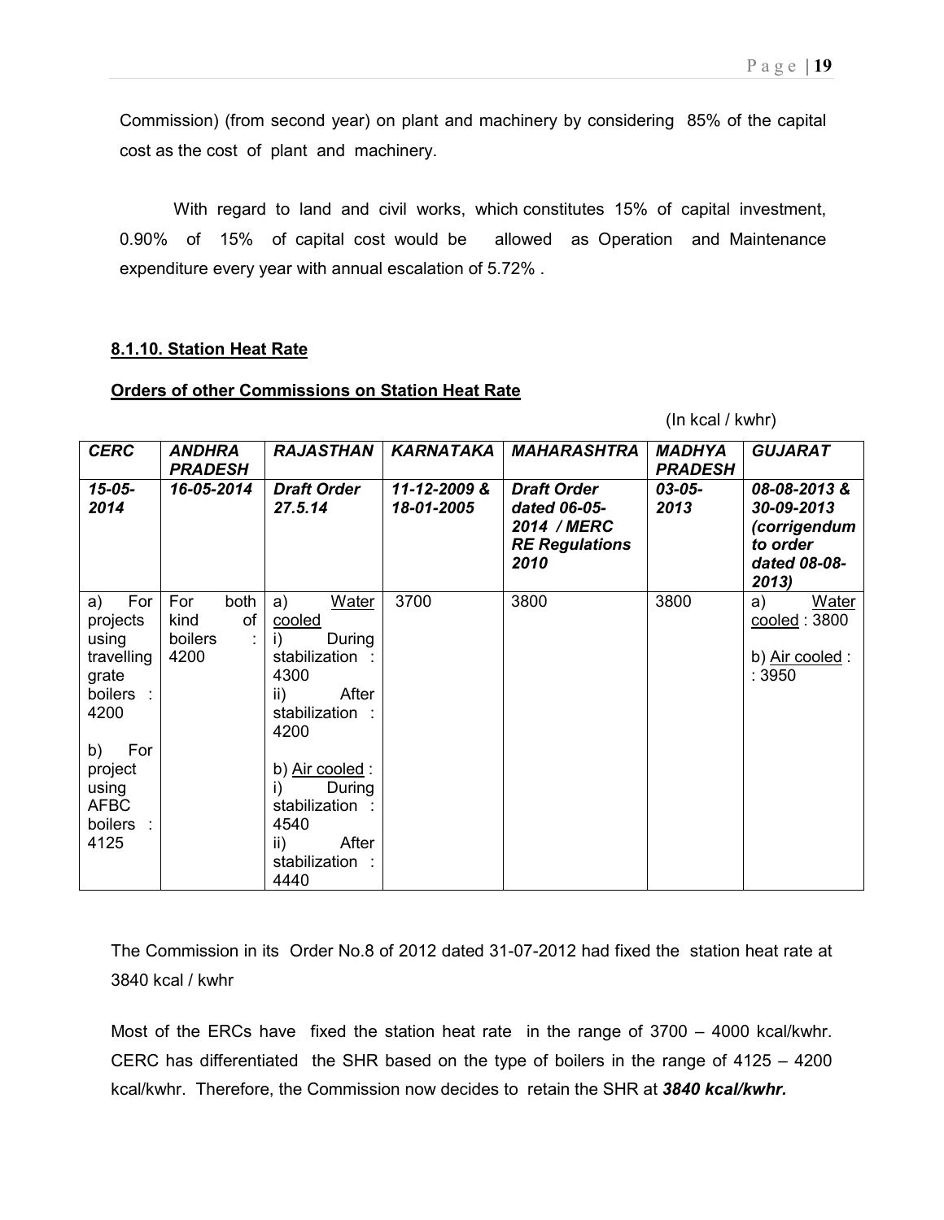Commission) (from second year) on plant and machinery by considering 85% of the capital cost as the cost of plant and machinery.

With regard to land and civil works, which constitutes 15% of capital investment, 0.90% of 15% of capital cost would be allowed as Operation and Maintenance expenditure every year with annual escalation of 5.72% .

### 8.1.10. Station Heat Rate

**Orders of other Commissions on Station Heat Rate**

(In kcal / kwhr)

| *CERC* | *ANDHRA PRADESH* | *RAJASTHAN* | *KARNATAKA* | *MAHARASHTRA* | *MADHYA PRADESH* | *GUJARAT* |
|---|---|---|---|---|---|---|
| ***15-05-2014*** | ***16-05-2014*** | ***Draft Order 27.5.14*** | ***11-12-2009 & 18-01-2005*** | ***Draft Order dated 06-05-2014 / MERC RE Regulations 2010*** | ***03-05-2013*** | ***08-08-2013 & 30-09-2013 (corrigendum to order dated 08-08-2013)*** |
| a) For projects using travelling grate boilers : 4200<br><br>b) For project using AFBC boilers : 4125 | For both kind of boilers : 4200 | a) Water cooled<br>i) During stabilization : 4300<br>ii) After stabilization : 4200<br><br>b) Air cooled :<br>i) During stabilization : 4540<br>ii) After stabilization : 4440 | 3700 | 3800 | 3800 | a) Water cooled : 3800<br><br>b) Air cooled : : 3950 |

The Commission in its Order No.8 of 2012 dated 31-07-2012 had fixed the station heat rate at 3840 kcal / kwhr

Most of the ERCs have fixed the station heat rate in the range of 3700 – 4000 kcal/kwhr. CERC has differentiated the SHR based on the type of boilers in the range of 4125 – 4200 kcal/kwhr. Therefore, the Commission now decides to retain the SHR at ***3840 kcal/kwhr.***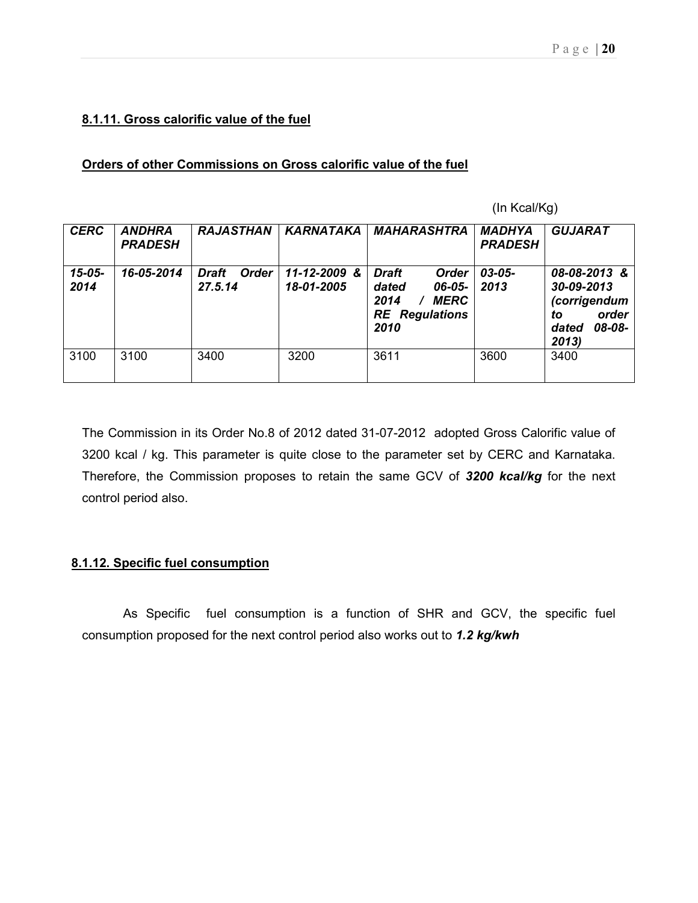**8.1.11. Gross calorific value of the fuel**

**Orders of other Commissions on Gross calorific value of the fuel**

(In Kcal/Kg)

| ***CERC*** | ***ANDHRA PRADESH*** | ***RAJASTHAN*** | ***KARNATAKA*** | ***MAHARASHTRA*** | ***MADHYA PRADESH*** | ***GUJARAT*** |
|---|---|---|---|---|---|---|
| ***15-05-2014*** | ***16-05-2014*** | ***Draft Order 27.5.14*** | ***11-12-2009 & 18-01-2005*** | ***Draft Order dated 06-05-2014 / MERC RE Regulations 2010*** | ***03-05-2013*** | ***08-08-2013 & 30-09-2013 (corrigendum to order dated 08-08-2013)*** |
| 3100 | 3100 | 3400 | 3200 | 3611 | 3600 | 3400 |

The Commission in its Order No.8 of 2012 dated 31-07-2012 adopted Gross Calorific value of 3200 kcal / kg. This parameter is quite close to the parameter set by CERC and Karnataka. Therefore, the Commission proposes to retain the same GCV of ***3200 kcal/kg*** for the next control period also.

**8.1.12. Specific fuel consumption**

As Specific fuel consumption is a function of SHR and GCV, the specific fuel consumption proposed for the next control period also works out to ***1.2 kg/kwh***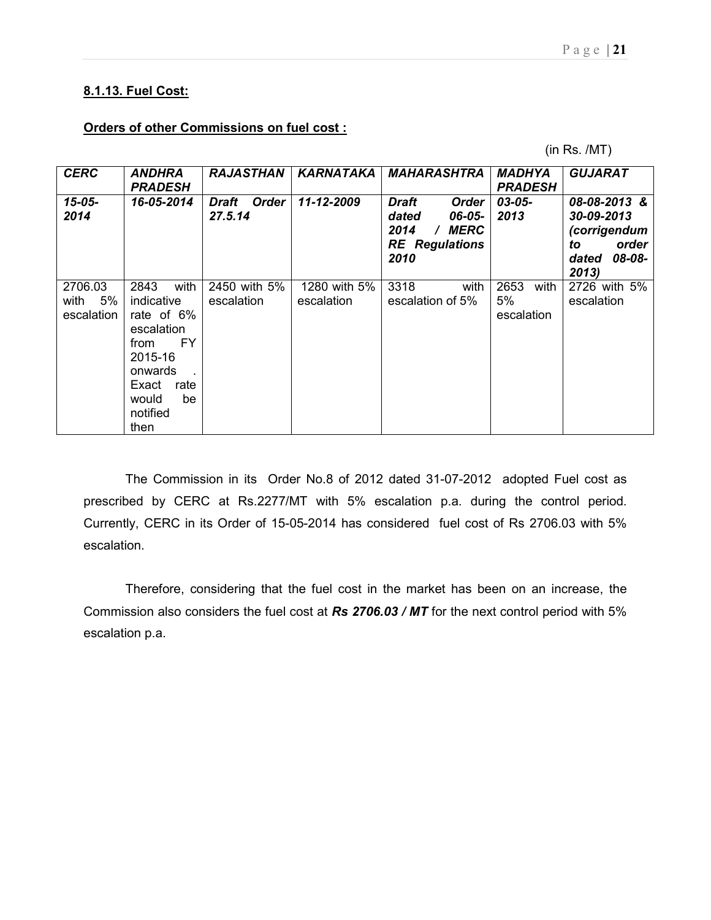**8.1.13. Fuel Cost:**

**Orders of other Commissions on fuel cost :**

(in Rs. /MT)

| *CERC* | *ANDHRA PRADESH* | *RAJASTHAN* | *KARNATAKA* | *MAHARASHTRA* | *MADHYA PRADESH* | *GUJARAT* |
|---|---|---|---|---|---|---|
| ***15-05-2014*** | ***16-05-2014*** | ***Draft Order 27.5.14*** | ***11-12-2009*** | ***Draft Order dated 06-05-2014 / MERC RE Regulations 2010*** | ***03-05-2013*** | ***08-08-2013 & 30-09-2013 (corrigendum to order dated 08-08-2013)*** |
| 2706.03 with 5% escalation | 2843 with indicative rate of 6% escalation from FY 2015-16 onwards . Exact rate would be notified then | 2450 with 5% escalation | 1280 with 5% escalation | 3318 with escalation of 5% | 2653 with 5% escalation | 2726 with 5% escalation |

The Commission in its Order No.8 of 2012 dated 31-07-2012 adopted Fuel cost as prescribed by CERC at Rs.2277/MT with 5% escalation p.a. during the control period. Currently, CERC in its Order of 15-05-2014 has considered fuel cost of Rs 2706.03 with 5% escalation.

Therefore, considering that the fuel cost in the market has been on an increase, the Commission also considers the fuel cost at ***Rs 2706.03 / MT*** for the next control period with 5% escalation p.a.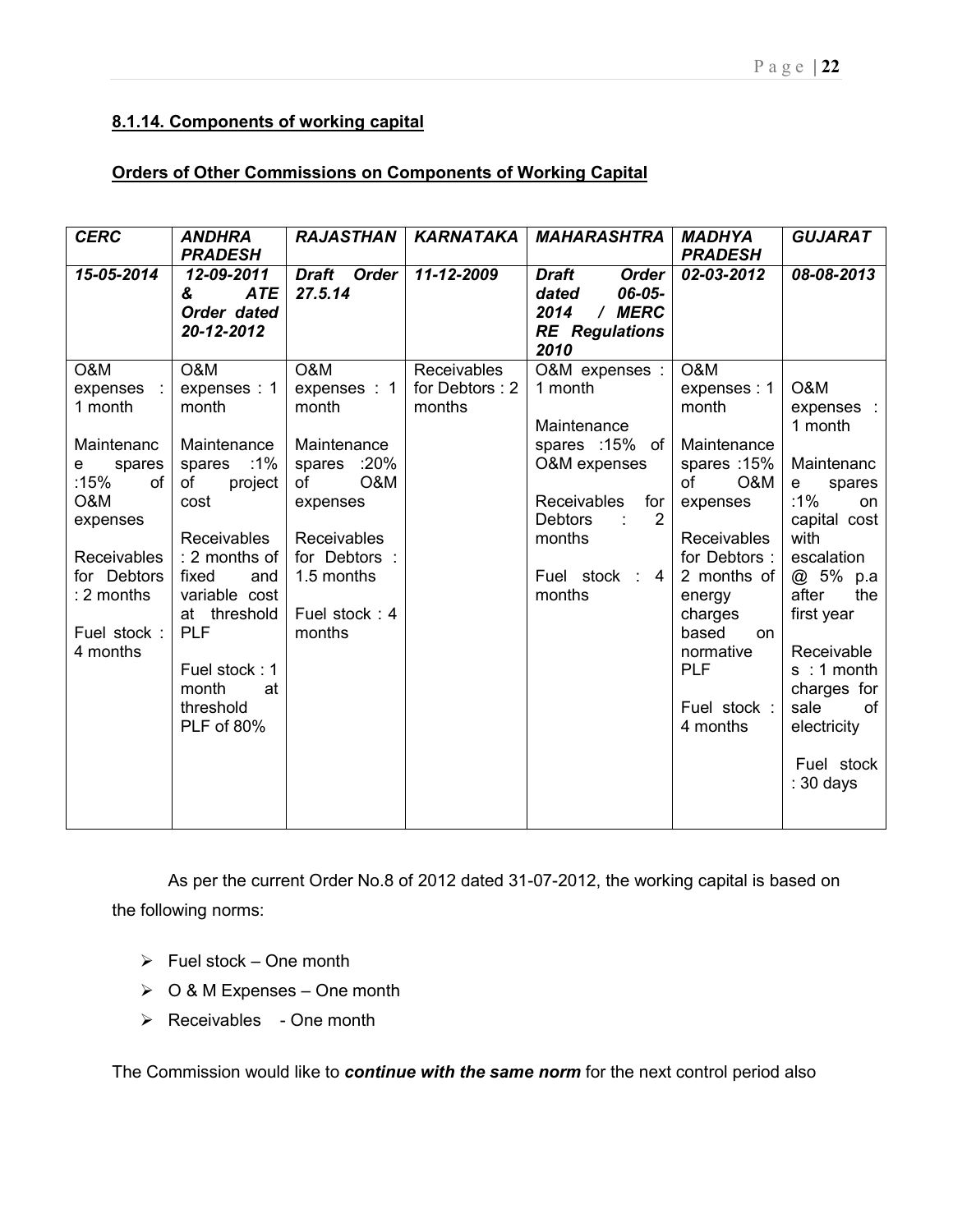### 8.1.14. Components of working capital

**Orders of Other Commissions on Components of Working Capital**

| *CERC* | *ANDHRA PRADESH* | *RAJASTHAN* | *KARNATAKA* | *MAHARASHTRA* | *MADHYA PRADESH* | *GUJARAT* |
|---|---|---|---|---|---|---|
| ***15-05-2014*** | ***12-09-2011 & ATE Order dated 20-12-2012*** | ***Draft Order 27.5.14*** | ***11-12-2009*** | ***Draft Order dated 06-05-2014 / MERC RE Regulations 2010*** | ***02-03-2012*** | ***08-08-2013*** |
| O&M expenses : 1 month<br><br>Maintenance spares :15% of O&M expenses<br><br>Receivables for Debtors : 2 months<br><br>Fuel stock : 4 months | O&M expenses : 1 month<br><br>Maintenance spares :1% of project cost<br><br>Receivables : 2 months of fixed and variable cost at threshold PLF<br><br>Fuel stock : 1 month at threshold PLF of 80% | O&M expenses : 1 month<br><br>Maintenance spares :20% of O&M expenses<br><br>Receivables for Debtors : 1.5 months<br><br>Fuel stock : 4 months | Receivables for Debtors : 2 months | O&M expenses : 1 month<br><br>Maintenance spares :15% of O&M expenses<br><br>Receivables for Debtors : 2 months<br><br>Fuel stock : 4 months | O&M expenses : 1 month<br><br>Maintenance spares :15% of O&M expenses<br><br>Receivables for Debtors : 2 months of energy charges based on normative PLF<br><br>Fuel stock : 4 months | O&M expenses : 1 month<br><br>Maintenance spares :1% on capital cost with escalation @ 5% p.a after the first year<br><br>Receivables : 1 month charges for sale of electricity<br><br>Fuel stock : 30 days |

As per the current Order No.8 of 2012 dated 31-07-2012, the working capital is based on the following norms:

- Fuel stock – One month
- O & M Expenses – One month
- Receivables - One month

The Commission would like to ***continue with the same norm*** for the next control period also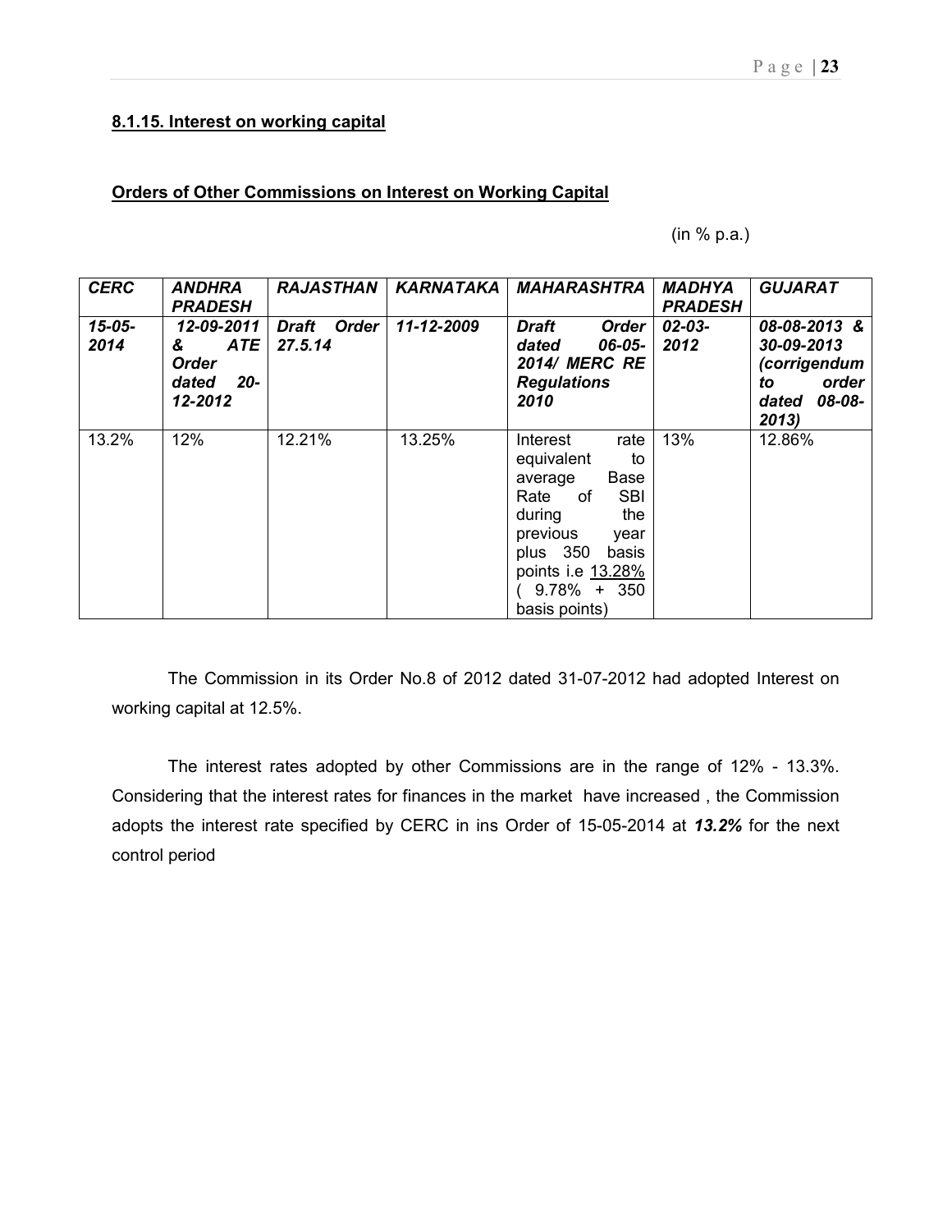#### 8.1.15. Interest on working capital

**Orders of Other Commissions on Interest on Working Capital**

(in % p.a.)

| *CERC* | *ANDHRA PRADESH* | *RAJASTHAN* | *KARNATAKA* | *MAHARASHTRA* | *MADHYA PRADESH* | *GUJARAT* |
|---|---|---|---|---|---|---|
| ***15-05-2014*** | ***12-09-2011 & ATE Order dated 20-12-2012*** | ***Draft Order 27.5.14*** | ***11-12-2009*** | ***Draft Order dated 06-05-2014/ MERC RE Regulations 2010*** | ***02-03-2012*** | ***08-08-2013 & 30-09-2013 (corrigendum to order dated 08-08-2013)*** |
| 13.2% | 12% | 12.21% | 13.25% | Interest rate equivalent to average Base Rate of SBI during the previous year plus 350 basis points i.e 13.28% ( 9.78% + 350 basis points) | 13% | 12.86% |

The Commission in its Order No.8 of 2012 dated 31-07-2012 had adopted Interest on working capital at 12.5%.

The interest rates adopted by other Commissions are in the range of 12% - 13.3%. Considering that the interest rates for finances in the market have increased , the Commission adopts the interest rate specified by CERC in ins Order of 15-05-2014 at ***13.2%*** for the next control period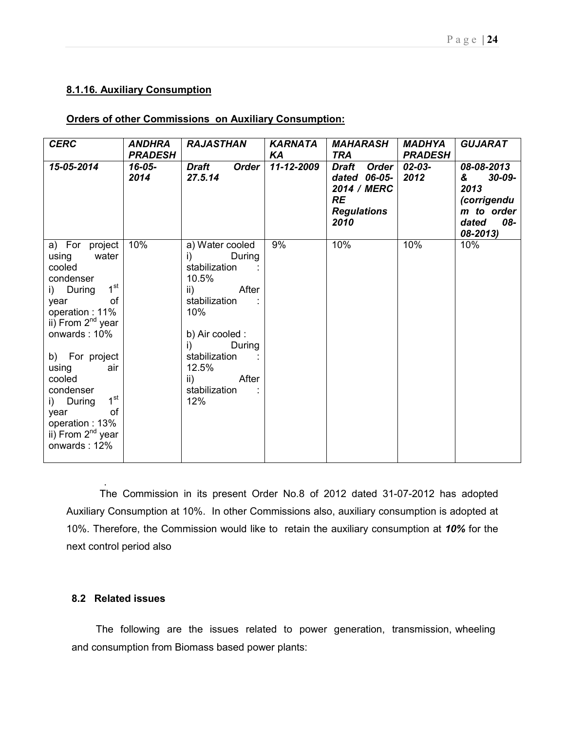#### 8.1.16. Auxiliary Consumption

**Orders of other Commissions on Auxiliary Consumption:**

| *CERC* | *ANDHRA PRADESH* | *RAJASTHAN* | *KARNATAKA* | *MAHARASHTRA* | *MADHYA PRADESH* | *GUJARAT* |
|---|---|---|---|---|---|---|
| ***15-05-2014*** | ***16-05-2014*** | ***Draft Order 27.5.14*** | ***11-12-2009*** | ***Draft Order dated 06-05-2014 / MERC RE Regulations 2010*** | ***02-03-2012*** | ***08-08-2013 & 30-09-2013 (corrigendum to order dated 08-08-2013)*** |
| a) For project using water cooled condenser<br>i) During 1st year of operation : 11%<br>ii) From 2nd year onwards : 10%<br><br>b) For project using air cooled condenser<br>i) During 1st year of operation : 13%<br>ii) From 2nd year onwards : 12% | 10% | a) Water cooled<br>i) During stabilization : 10.5%<br>ii) After stabilization : 10%<br><br>b) Air cooled :<br>i) During stabilization : 12.5%<br>ii) After stabilization : 12% | 9% | 10% | 10% | 10% |

The Commission in its present Order No.8 of 2012 dated 31-07-2012 has adopted Auxiliary Consumption at 10%. In other Commissions also, auxiliary consumption is adopted at 10%. Therefore, the Commission would like to retain the auxiliary consumption at ***10%*** for the next control period also

### 8.2 Related issues

The following are the issues related to power generation, transmission, wheeling and consumption from Biomass based power plants: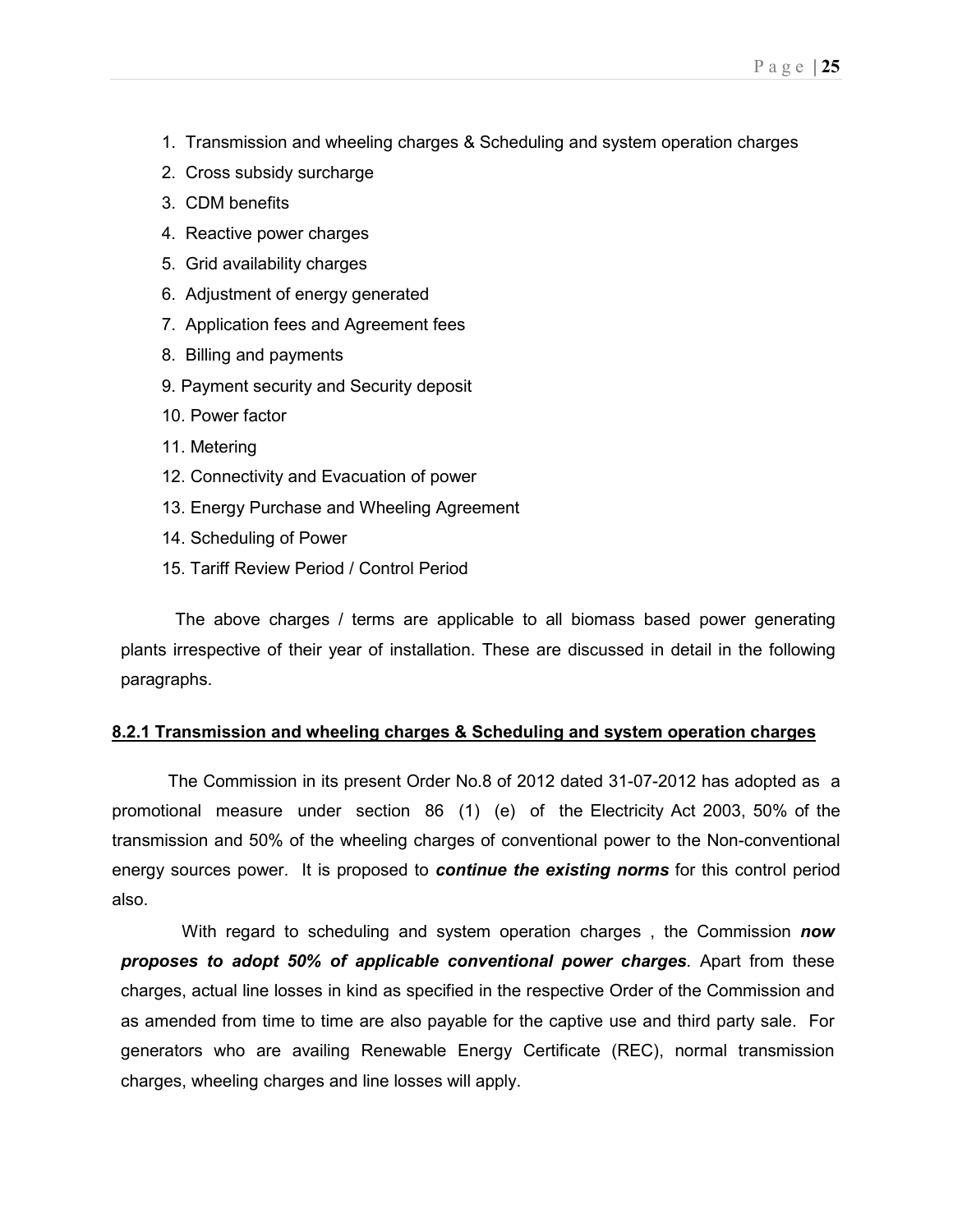1. Transmission and wheeling charges & Scheduling and system operation charges
2. Cross subsidy surcharge
3. CDM benefits
4. Reactive power charges
5. Grid availability charges
6. Adjustment of energy generated
7. Application fees and Agreement fees
8. Billing and payments
9. Payment security and Security deposit
10. Power factor
11. Metering
12. Connectivity and Evacuation of power
13. Energy Purchase and Wheeling Agreement
14. Scheduling of Power
15. Tariff Review Period / Control Period

The above charges / terms are applicable to all biomass based power generating plants irrespective of their year of installation. These are discussed in detail in the following paragraphs.

**8.2.1 Transmission and wheeling charges & Scheduling and system operation charges**

The Commission in its present Order No.8 of 2012 dated 31-07-2012 has adopted as a promotional measure under section 86 (1) (e) of the Electricity Act 2003, 50% of the transmission and 50% of the wheeling charges of conventional power to the Non-conventional energy sources power. It is proposed to ***continue the existing norms*** for this control period also.

With regard to scheduling and system operation charges , the Commission ***now proposes to adopt 50% of applicable conventional power charges***. Apart from these charges, actual line losses in kind as specified in the respective Order of the Commission and as amended from time to time are also payable for the captive use and third party sale. For generators who are availing Renewable Energy Certificate (REC), normal transmission charges, wheeling charges and line losses will apply.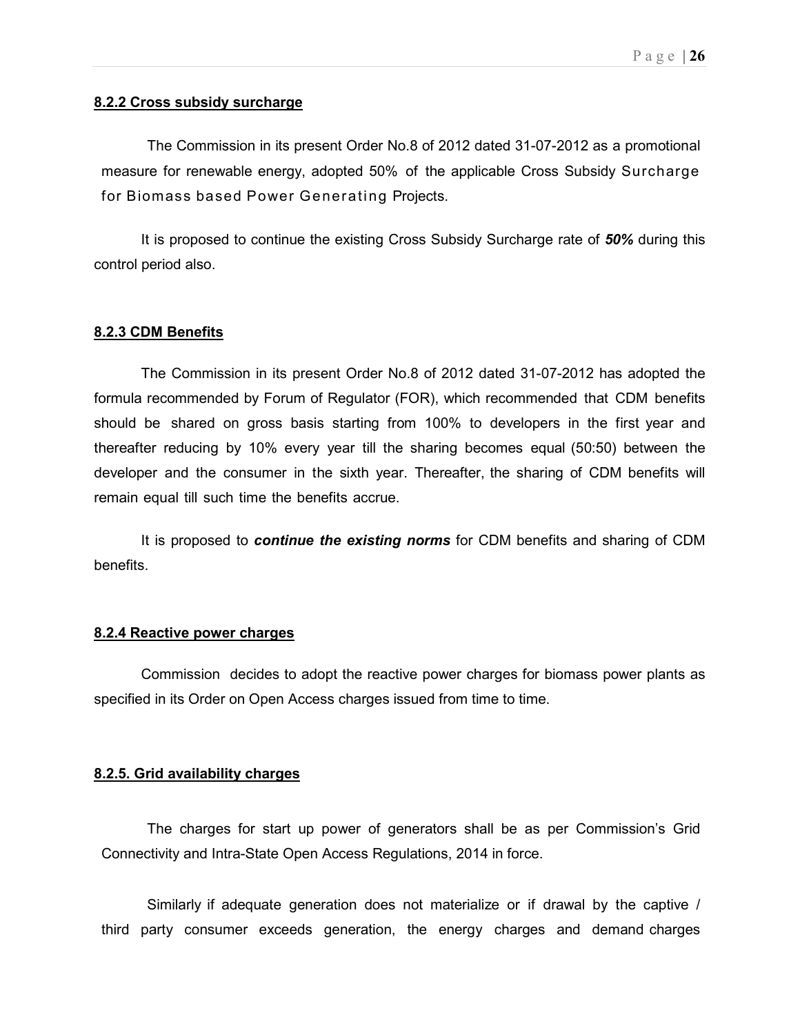**8.2.2 Cross subsidy surcharge**

The Commission in its present Order No.8 of 2012 dated 31-07-2012 as a promotional measure for renewable energy, adopted 50% of the applicable Cross Subsidy Surcharge for Biomass based Power Generating Projects.

It is proposed to continue the existing Cross Subsidy Surcharge rate of ***50%*** during this control period also.

**8.2.3 CDM Benefits**

The Commission in its present Order No.8 of 2012 dated 31-07-2012 has adopted the formula recommended by Forum of Regulator (FOR), which recommended that CDM benefits should be shared on gross basis starting from 100% to developers in the first year and thereafter reducing by 10% every year till the sharing becomes equal (50:50) between the developer and the consumer in the sixth year. Thereafter, the sharing of CDM benefits will remain equal till such time the benefits accrue.

It is proposed to ***continue the existing norms*** for CDM benefits and sharing of CDM benefits.

**8.2.4 Reactive power charges**

Commission decides to adopt the reactive power charges for biomass power plants as specified in its Order on Open Access charges issued from time to time.

**8.2.5. Grid availability charges**

The charges for start up power of generators shall be as per Commission's Grid Connectivity and Intra-State Open Access Regulations, 2014 in force.

Similarly if adequate generation does not materialize or if drawal by the captive / third party consumer exceeds generation, the energy charges and demand charges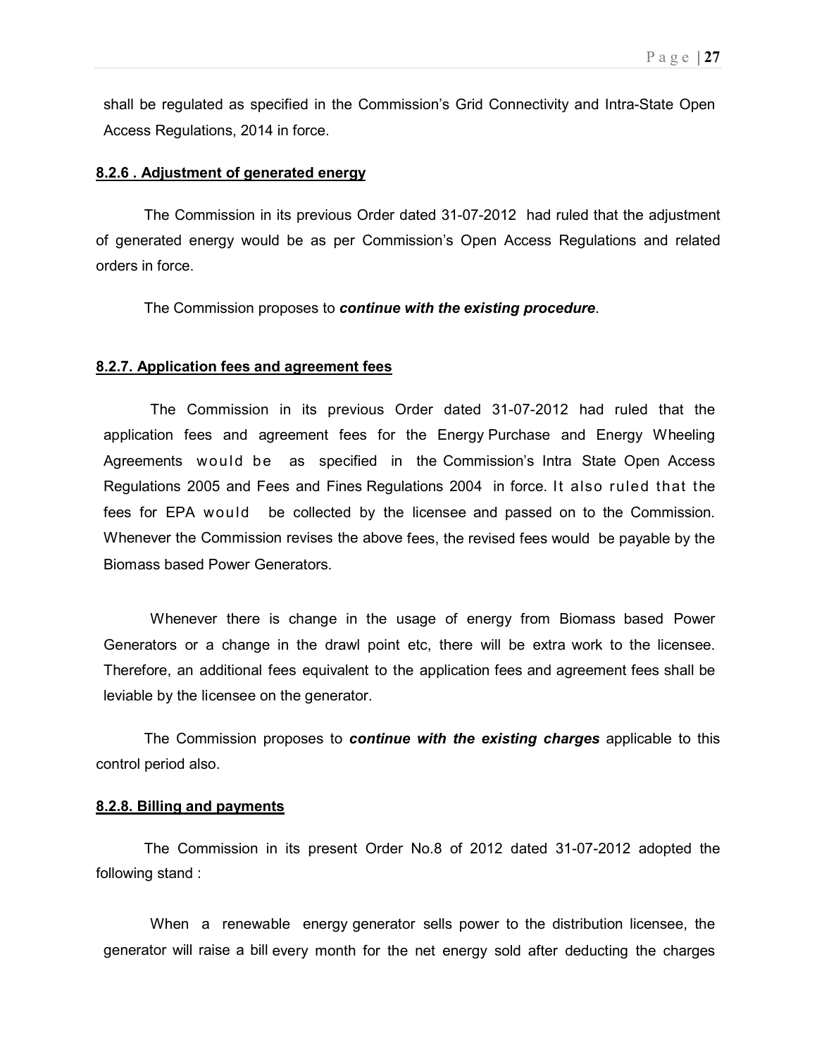shall be regulated as specified in the Commission's Grid Connectivity and Intra-State Open Access Regulations, 2014 in force.

**8.2.6 . Adjustment of generated energy**

The Commission in its previous Order dated 31-07-2012 had ruled that the adjustment of generated energy would be as per Commission's Open Access Regulations and related orders in force.

The Commission proposes to ***continue with the existing procedure***.

**8.2.7. Application fees and agreement fees**

The Commission in its previous Order dated 31-07-2012 had ruled that the application fees and agreement fees for the Energy Purchase and Energy Wheeling Agreements would be as specified in the Commission's Intra State Open Access Regulations 2005 and Fees and Fines Regulations 2004 in force. It also ruled that the fees for EPA would be collected by the licensee and passed on to the Commission. Whenever the Commission revises the above fees, the revised fees would be payable by the Biomass based Power Generators.

Whenever there is change in the usage of energy from Biomass based Power Generators or a change in the drawl point etc, there will be extra work to the licensee. Therefore, an additional fees equivalent to the application fees and agreement fees shall be leviable by the licensee on the generator.

The Commission proposes to ***continue with the existing charges*** applicable to this control period also.

**8.2.8. Billing and payments**

The Commission in its present Order No.8 of 2012 dated 31-07-2012 adopted the following stand :

When a renewable energy generator sells power to the distribution licensee, the generator will raise a bill every month for the net energy sold after deducting the charges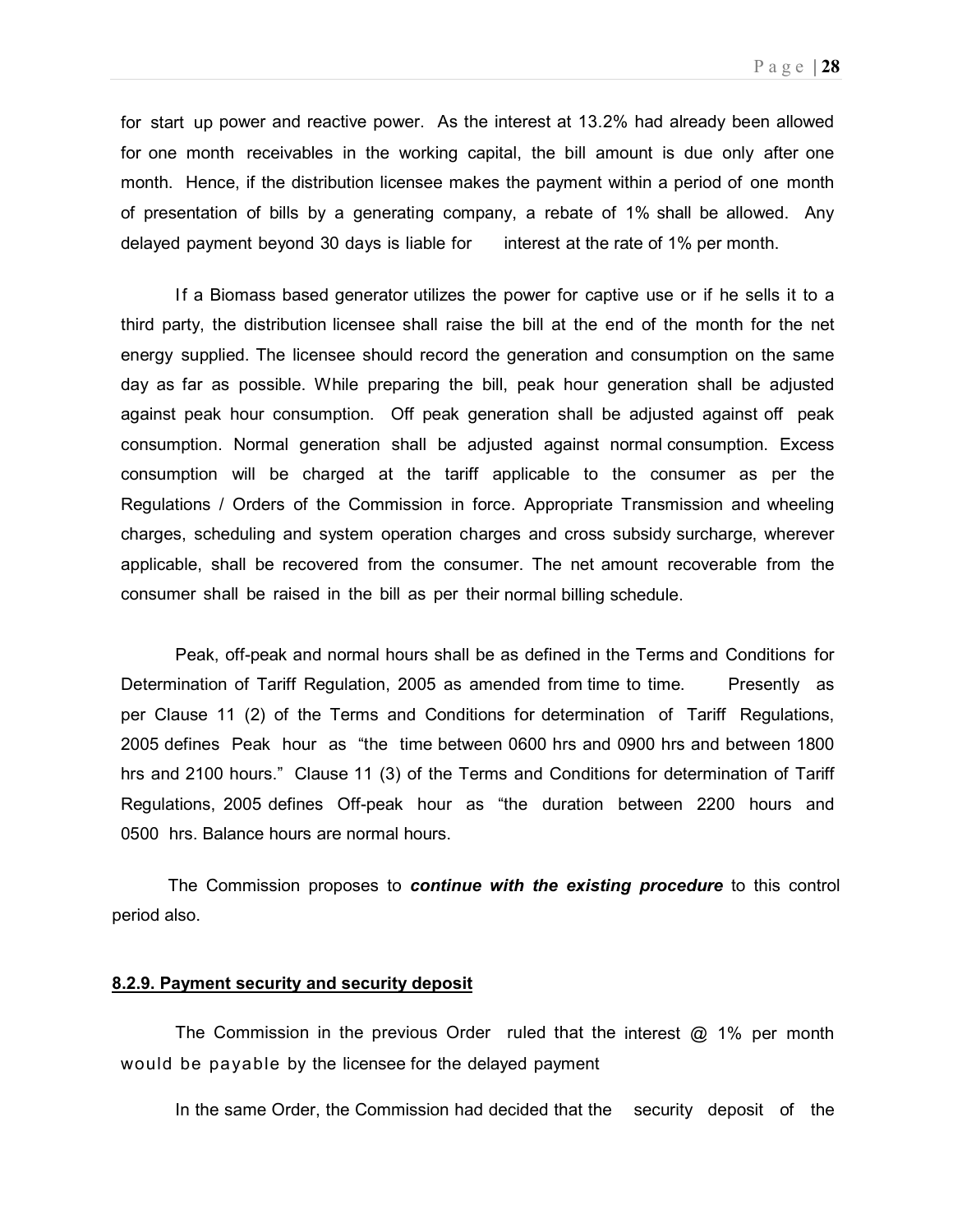for start up power and reactive power. As the interest at 13.2% had already been allowed for one month receivables in the working capital, the bill amount is due only after one month. Hence, if the distribution licensee makes the payment within a period of one month of presentation of bills by a generating company, a rebate of 1% shall be allowed. Any delayed payment beyond 30 days is liable for interest at the rate of 1% per month.

If a Biomass based generator utilizes the power for captive use or if he sells it to a third party, the distribution licensee shall raise the bill at the end of the month for the net energy supplied. The licensee should record the generation and consumption on the same day as far as possible. While preparing the bill, peak hour generation shall be adjusted against peak hour consumption. Off peak generation shall be adjusted against off peak consumption. Normal generation shall be adjusted against normal consumption. Excess consumption will be charged at the tariff applicable to the consumer as per the Regulations / Orders of the Commission in force. Appropriate Transmission and wheeling charges, scheduling and system operation charges and cross subsidy surcharge, wherever applicable, shall be recovered from the consumer. The net amount recoverable from the consumer shall be raised in the bill as per their normal billing schedule.

Peak, off-peak and normal hours shall be as defined in the Terms and Conditions for Determination of Tariff Regulation, 2005 as amended from time to time. Presently as per Clause 11 (2) of the Terms and Conditions for determination of Tariff Regulations, 2005 defines Peak hour as "the time between 0600 hrs and 0900 hrs and between 1800 hrs and 2100 hours." Clause 11 (3) of the Terms and Conditions for determination of Tariff Regulations, 2005 defines Off-peak hour as "the duration between 2200 hours and 0500 hrs. Balance hours are normal hours.

The Commission proposes to ***continue with the existing procedure*** to this control period also.

#### 8.2.9. Payment security and security deposit

The Commission in the previous Order ruled that the interest @ 1% per month would be payable by the licensee for the delayed payment

In the same Order, the Commission had decided that the security deposit of the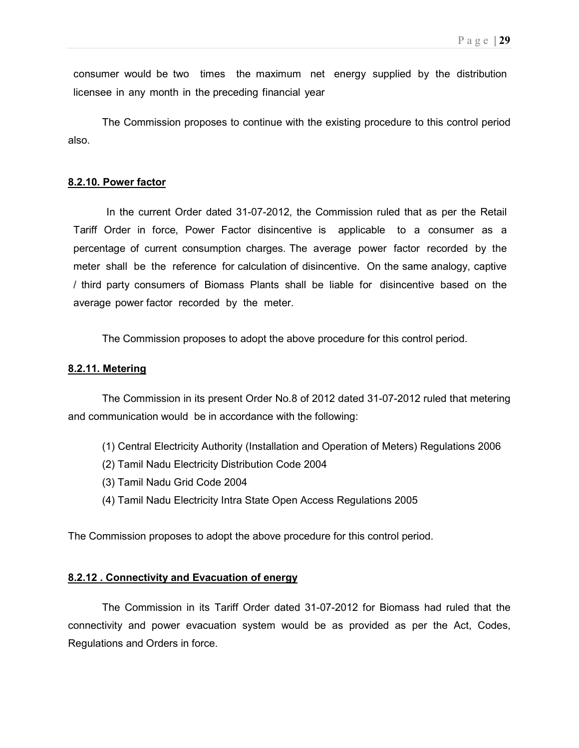consumer would be two times the maximum net energy supplied by the distribution licensee in any month in the preceding financial year

The Commission proposes to continue with the existing procedure to this control period also.

#### 8.2.10. Power factor

In the current Order dated 31-07-2012, the Commission ruled that as per the Retail Tariff Order in force, Power Factor disincentive is applicable to a consumer as a percentage of current consumption charges. The average power factor recorded by the meter shall be the reference for calculation of disincentive. On the same analogy, captive / third party consumers of Biomass Plants shall be liable for disincentive based on the average power factor recorded by the meter.

The Commission proposes to adopt the above procedure for this control period.

#### 8.2.11. Metering

The Commission in its present Order No.8 of 2012 dated 31-07-2012 ruled that metering and communication would be in accordance with the following:

(1) Central Electricity Authority (Installation and Operation of Meters) Regulations 2006
(2) Tamil Nadu Electricity Distribution Code 2004
(3) Tamil Nadu Grid Code 2004
(4) Tamil Nadu Electricity Intra State Open Access Regulations 2005

The Commission proposes to adopt the above procedure for this control period.

#### 8.2.12 . Connectivity and Evacuation of energy

The Commission in its Tariff Order dated 31-07-2012 for Biomass had ruled that the connectivity and power evacuation system would be as provided as per the Act, Codes, Regulations and Orders in force.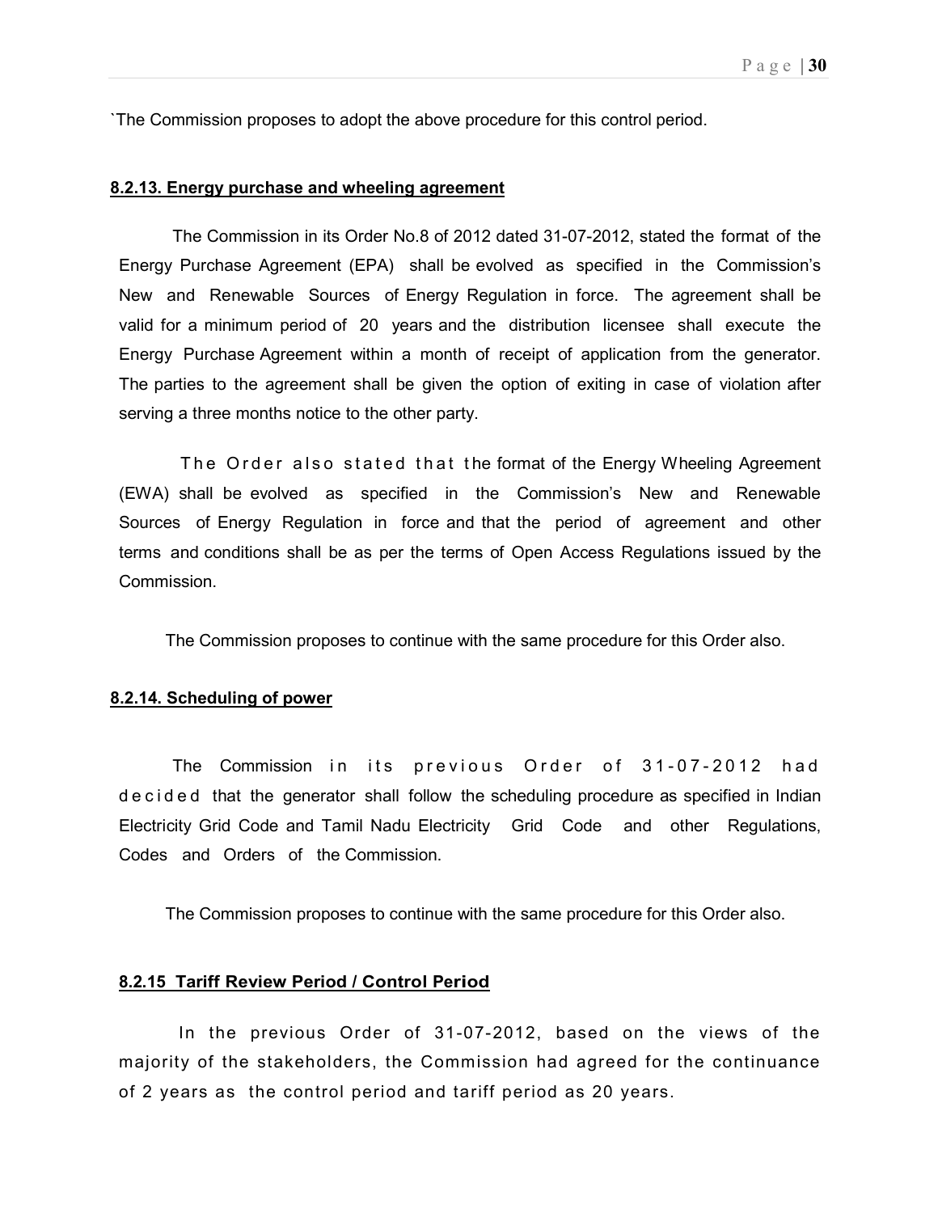`The Commission proposes to adopt the above procedure for this control period.

**8.2.13. Energy purchase and wheeling agreement**

The Commission in its Order No.8 of 2012 dated 31-07-2012, stated the format of the Energy Purchase Agreement (EPA) shall be evolved as specified in the Commission's New and Renewable Sources of Energy Regulation in force. The agreement shall be valid for a minimum period of 20 years and the distribution licensee shall execute the Energy Purchase Agreement within a month of receipt of application from the generator. The parties to the agreement shall be given the option of exiting in case of violation after serving a three months notice to the other party.

The Order also stated that the format of the Energy Wheeling Agreement (EWA) shall be evolved as specified in the Commission's New and Renewable Sources of Energy Regulation in force and that the period of agreement and other terms and conditions shall be as per the terms of Open Access Regulations issued by the Commission.

The Commission proposes to continue with the same procedure for this Order also.

**8.2.14. Scheduling of power**

The Commission in its previous Order of 31-07-2012 had decided that the generator shall follow the scheduling procedure as specified in Indian Electricity Grid Code and Tamil Nadu Electricity Grid Code and other Regulations, Codes and Orders of the Commission.

The Commission proposes to continue with the same procedure for this Order also.

**8.2.15 Tariff Review Period / Control Period**

In the previous Order of 31-07-2012, based on the views of the majority of the stakeholders, the Commission had agreed for the continuance of 2 years as the control period and tariff period as 20 years.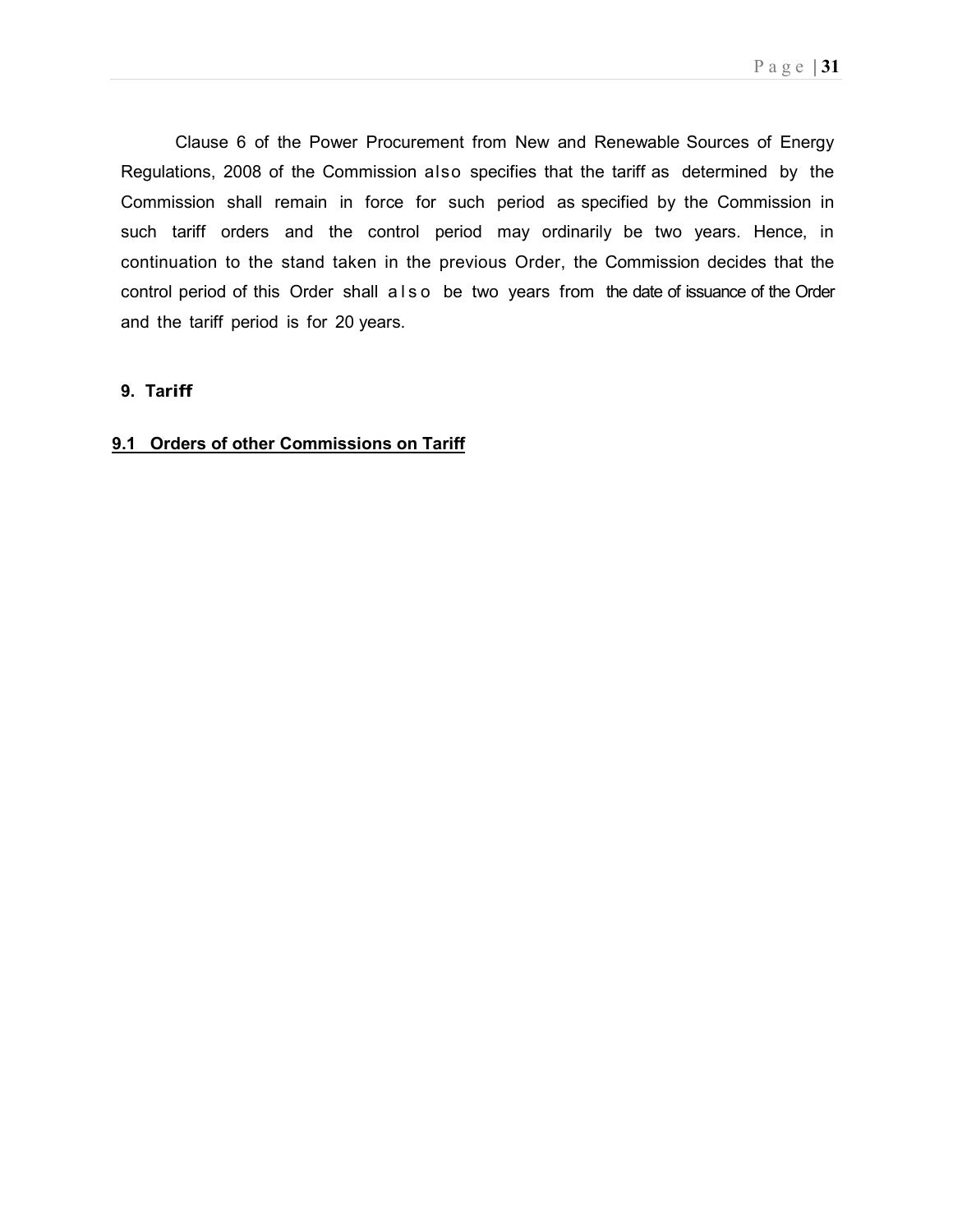Clause 6 of the Power Procurement from New and Renewable Sources of Energy Regulations, 2008 of the Commission also specifies that the tariff as determined by the Commission shall remain in force for such period as specified by the Commission in such tariff orders and the control period may ordinarily be two years. Hence, in continuation to the stand taken in the previous Order, the Commission decides that the control period of this Order shall also be two years from the date of issuance of the Order and the tariff period is for 20 years.

## 9. Tariff

### 9.1 Orders of other Commissions on Tariff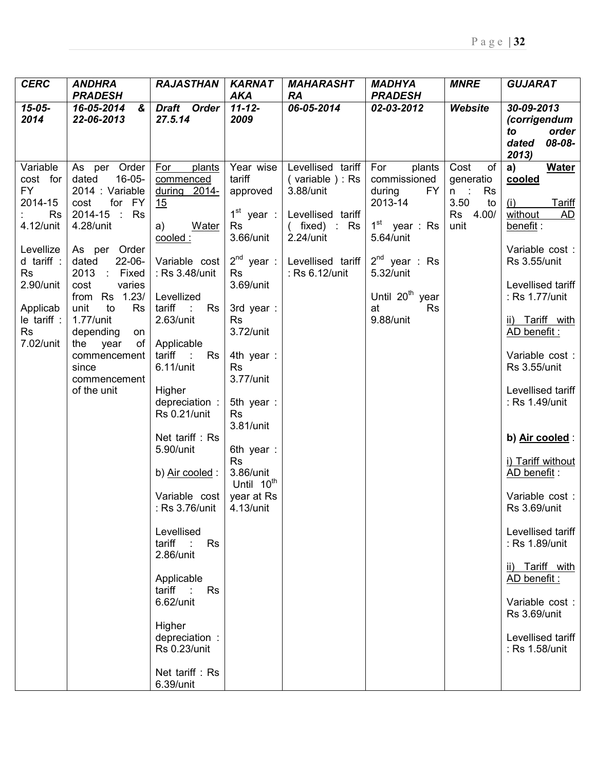| *CERC* | *ANDHRA PRADESH* | *RAJASTHAN* | *KARNATAKA* | *MAHARASHTRA* | *MADHYA PRADESH* | *MNRE* | *GUJARAT* |
|---|---|---|---|---|---|---|---|
| *15-05-2014* | *16-05-2014 & 22-06-2013* | *Draft Order 27.5.14* | *11-12-2009* | *06-05-2014* | *02-03-2012* | *Website* | *30-09-2013 (corrigendum to order dated 08-08-2013)* |
| Variable cost for FY 2014-15 : Rs 4.12/unit<br><br>Levellized tariff : Rs 2.90/unit<br><br>Applicable tariff : Rs 7.02/unit | As per Order dated 16-05-2014 : Variable cost for FY 2014-15 : Rs 4.28/unit<br><br>As per Order dated 22-06-2013 : Fixed cost varies from Rs 1.23/ unit to Rs 1.77/unit depending on the year of commencement since commencement of the unit | For plants commenced during 2014-15<br><br>a) Water cooled :<br><br>Variable cost : Rs 3.48/unit<br><br>Levellized tariff : Rs 2.63/unit<br><br>Applicable tariff : Rs 6.11/unit<br><br>Higher depreciation : Rs 0.21/unit<br><br>Net tariff : Rs 5.90/unit<br><br>b) Air cooled :<br><br>Variable cost : Rs 3.76/unit<br><br>Levellised tariff : Rs 2.86/unit<br><br>Applicable tariff : Rs 6.62/unit<br><br>Higher depreciation : Rs 0.23/unit<br><br>Net tariff : Rs 6.39/unit | Year wise tariff approved<br><br>1st year : Rs 3.66/unit<br><br>2nd year : Rs 3.69/unit<br><br>3rd year : Rs 3.72/unit<br><br>4th year : Rs 3.77/unit<br><br>5th year : Rs 3.81/unit<br><br>6th year : Rs 3.86/unit<br>Until 10th year at Rs 4.13/unit | Levellised tariff ( variable ) : Rs 3.88/unit<br><br>Levellised tariff ( fixed) : Rs 2.24/unit<br><br>Levellised tariff : Rs 6.12/unit | For plants commissioned during FY 2013-14<br><br>1st year : Rs 5.64/unit<br><br>2nd year : Rs 5.32/unit<br><br>Until 20th year at Rs 9.88/unit | Cost of generation : Rs 3.50 to Rs 4.00/ unit | **a) Water cooled**<br><br>(i) Tariff without AD benefit :<br><br>Variable cost : Rs 3.55/unit<br><br>Levellised tariff : Rs 1.77/unit<br><br>ii) Tariff with AD benefit :<br><br>Variable cost : Rs 3.55/unit<br><br>Levellised tariff : Rs 1.49/unit<br><br>**b) Air cooled** :<br><br>i) Tariff without AD benefit :<br><br>Variable cost : Rs 3.69/unit<br><br>Levellised tariff : Rs 1.89/unit<br><br>ii) Tariff with AD benefit :<br><br>Variable cost : Rs 3.69/unit<br><br>Levellised tariff : Rs 1.58/unit |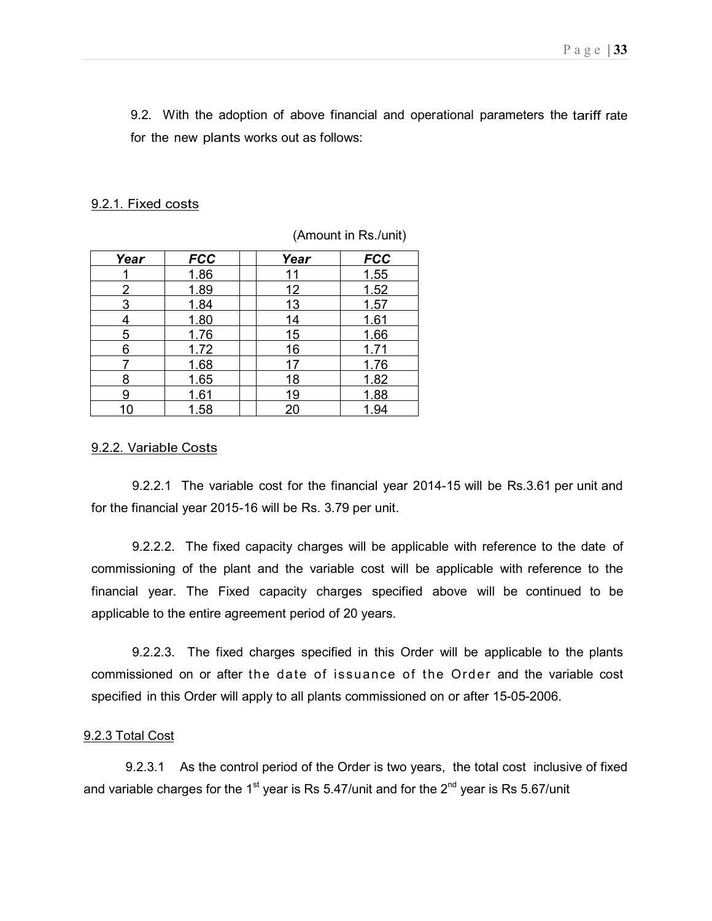9.2. With the adoption of above financial and operational parameters the tariff rate for the new plants works out as follows:

### 9.2.1. Fixed costs

(Amount in Rs./unit)

| *Year* | *FCC* | | *Year* | *FCC* |
|---|---|---|---|---|
| 1 | 1.86 | | 11 | 1.55 |
| 2 | 1.89 | | 12 | 1.52 |
| 3 | 1.84 | | 13 | 1.57 |
| 4 | 1.80 | | 14 | 1.61 |
| 5 | 1.76 | | 15 | 1.66 |
| 6 | 1.72 | | 16 | 1.71 |
| 7 | 1.68 | | 17 | 1.76 |
| 8 | 1.65 | | 18 | 1.82 |
| 9 | 1.61 | | 19 | 1.88 |
| 10 | 1.58 | | 20 | 1.94 |

### 9.2.2. Variable Costs

9.2.2.1 The variable cost for the financial year 2014-15 will be Rs.3.61 per unit and for the financial year 2015-16 will be Rs. 3.79 per unit.

9.2.2.2. The fixed capacity charges will be applicable with reference to the date of commissioning of the plant and the variable cost will be applicable with reference to the financial year. The Fixed capacity charges specified above will be continued to be applicable to the entire agreement period of 20 years.

9.2.2.3. The fixed charges specified in this Order will be applicable to the plants commissioned on or after the date of issuance of the Order and the variable cost specified in this Order will apply to all plants commissioned on or after 15-05-2006.

### 9.2.3 Total Cost

9.2.3.1 As the control period of the Order is two years, the total cost inclusive of fixed and variable charges for the 1st year is Rs 5.47/unit and for the 2nd year is Rs 5.67/unit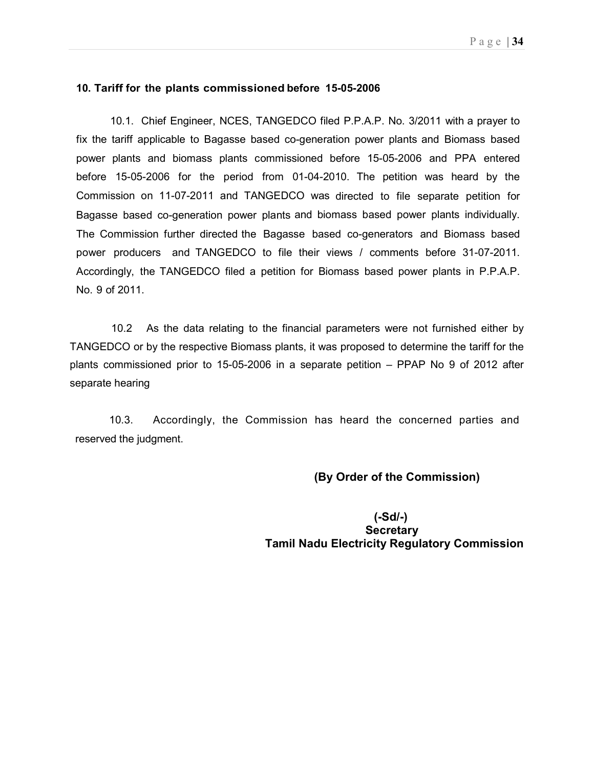### 10. Tariff for the plants commissioned before 15-05-2006

10.1. Chief Engineer, NCES, TANGEDCO filed P.P.A.P. No. 3/2011 with a prayer to fix the tariff applicable to Bagasse based co-generation power plants and Biomass based power plants and biomass plants commissioned before 15-05-2006 and PPA entered before 15-05-2006 for the period from 01-04-2010. The petition was heard by the Commission on 11-07-2011 and TANGEDCO was directed to file separate petition for Bagasse based co-generation power plants and biomass based power plants individually. The Commission further directed the Bagasse based co-generators and Biomass based power producers and TANGEDCO to file their views / comments before 31-07-2011. Accordingly, the TANGEDCO filed a petition for Biomass based power plants in P.P.A.P. No. 9 of 2011.

10.2 As the data relating to the financial parameters were not furnished either by TANGEDCO or by the respective Biomass plants, it was proposed to determine the tariff for the plants commissioned prior to 15-05-2006 in a separate petition – PPAP No 9 of 2012 after separate hearing

10.3. Accordingly, the Commission has heard the concerned parties and reserved the judgment.

**(By Order of the Commission)**

**(-Sd/-)**
**Secretary**
**Tamil Nadu Electricity Regulatory Commission**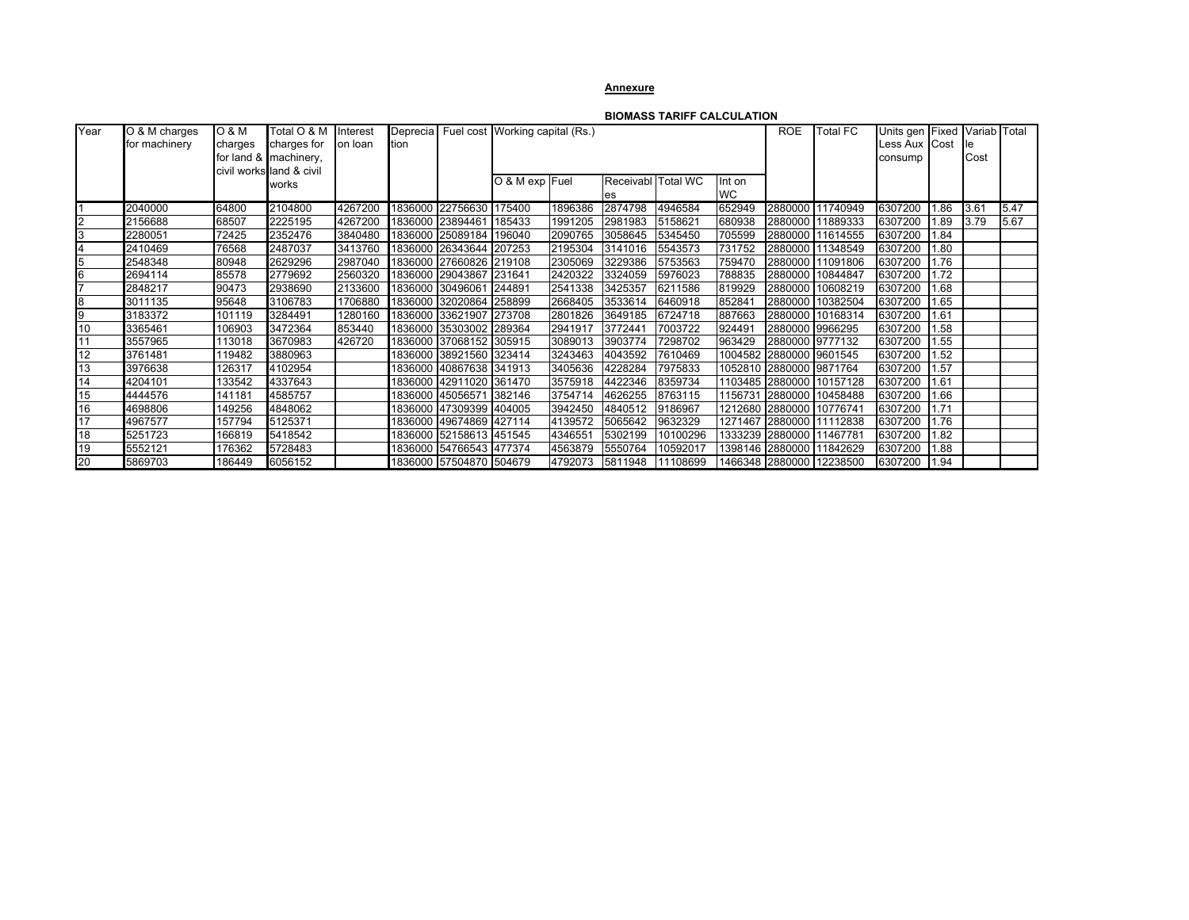**Annexure**

**BIOMASS TARIFF CALCULATION**

| Year | O & M charges for machinery | O & M charges for land & civil works | Total O & M charges for machinery, land & civil works | Interest on loan | Depreciation | Fuel cost | Working capital (Rs.) | | | | | ROE | Total FC | Units gen Less Aux consump | Fixed Cost | Variable Cost | Total |
|---|---|---|---|---|---|---|---|---|---|---|---|---|---|---|---|---|---|
| | | | | | | | O & M exp | Fuel | Receivables | Total WC | Int on WC | | | | | | |
| 1 | 2040000 | 64800 | 2104800 | 4267200 | 1836000 | 22756630 | 175400 | 1896386 | 2874798 | 4946584 | 652949 | 2880000 | 11740949 | 6307200 | 1.86 | 3.61 | 5.47 |
| 2 | 2156688 | 68507 | 2225195 | 4267200 | 1836000 | 23894461 | 185433 | 1991205 | 2981983 | 5158621 | 680938 | 2880000 | 11889333 | 6307200 | 1.89 | 3.79 | 5.67 |
| 3 | 2280051 | 72425 | 2352476 | 3840480 | 1836000 | 25089184 | 196040 | 2090765 | 3058645 | 5345450 | 705599 | 2880000 | 11614555 | 6307200 | 1.84 | | |
| 4 | 2410469 | 76568 | 2487037 | 3413760 | 1836000 | 26343644 | 207253 | 2195304 | 3141016 | 5543573 | 731752 | 2880000 | 11348549 | 6307200 | 1.80 | | |
| 5 | 2548348 | 80948 | 2629296 | 2987040 | 1836000 | 27660826 | 219108 | 2305069 | 3229386 | 5753563 | 759470 | 2880000 | 11091806 | 6307200 | 1.76 | | |
| 6 | 2694114 | 85578 | 2779692 | 2560320 | 1836000 | 29043867 | 231641 | 2420322 | 3324059 | 5976023 | 788835 | 2880000 | 10844847 | 6307200 | 1.72 | | |
| 7 | 2848217 | 90473 | 2938690 | 2133600 | 1836000 | 30496061 | 244891 | 2541338 | 3425357 | 6211586 | 819929 | 2880000 | 10608219 | 6307200 | 1.68 | | |
| 8 | 3011135 | 95648 | 3106783 | 1706880 | 1836000 | 32020864 | 258899 | 2668405 | 3533614 | 6460918 | 852841 | 2880000 | 10382504 | 6307200 | 1.65 | | |
| 9 | 3183372 | 101119 | 3284491 | 1280160 | 1836000 | 33621907 | 273708 | 2801826 | 3649185 | 6724718 | 887663 | 2880000 | 10168314 | 6307200 | 1.61 | | |
| 10 | 3365461 | 106903 | 3472364 | 853440 | 1836000 | 35303002 | 289364 | 2941917 | 3772441 | 7003722 | 924491 | 2880000 | 9966295 | 6307200 | 1.58 | | |
| 11 | 3557965 | 113018 | 3670983 | 426720 | 1836000 | 37068152 | 305915 | 3089013 | 3903774 | 7298702 | 963429 | 2880000 | 9777132 | 6307200 | 1.55 | | |
| 12 | 3761481 | 119482 | 3880963 | | 1836000 | 38921560 | 323414 | 3243463 | 4043592 | 7610469 | 1004582 | 2880000 | 9601545 | 6307200 | 1.52 | | |
| 13 | 3976638 | 126317 | 4102954 | | 1836000 | 40867638 | 341913 | 3405636 | 4228284 | 7975833 | 1052810 | 2880000 | 9871764 | 6307200 | 1.57 | | |
| 14 | 4204101 | 133542 | 4337643 | | 1836000 | 42911020 | 361470 | 3575918 | 4422346 | 8359734 | 1103485 | 2880000 | 10157128 | 6307200 | 1.61 | | |
| 15 | 4444576 | 141181 | 4585757 | | 1836000 | 45056571 | 382146 | 3754714 | 4626255 | 8763115 | 1156731 | 2880000 | 10458488 | 6307200 | 1.66 | | |
| 16 | 4698806 | 149256 | 4848062 | | 1836000 | 47309399 | 404005 | 3942450 | 4840512 | 9186967 | 1212680 | 2880000 | 10776741 | 6307200 | 1.71 | | |
| 17 | 4967577 | 157794 | 5125371 | | 1836000 | 49674869 | 427114 | 4139572 | 5065642 | 9632329 | 1271467 | 2880000 | 11112838 | 6307200 | 1.76 | | |
| 18 | 5251723 | 166819 | 5418542 | | 1836000 | 52158613 | 451545 | 4346551 | 5302199 | 10100296 | 1333239 | 2880000 | 11467781 | 6307200 | 1.82 | | |
| 19 | 5552121 | 176362 | 5728483 | | 1836000 | 54766543 | 477374 | 4563879 | 5550764 | 10592017 | 1398146 | 2880000 | 11842629 | 6307200 | 1.88 | | |
| 20 | 5869703 | 186449 | 6056152 | | 1836000 | 57504870 | 504679 | 4792073 | 5811948 | 11108699 | 1466348 | 2880000 | 12238500 | 6307200 | 1.94 | | |